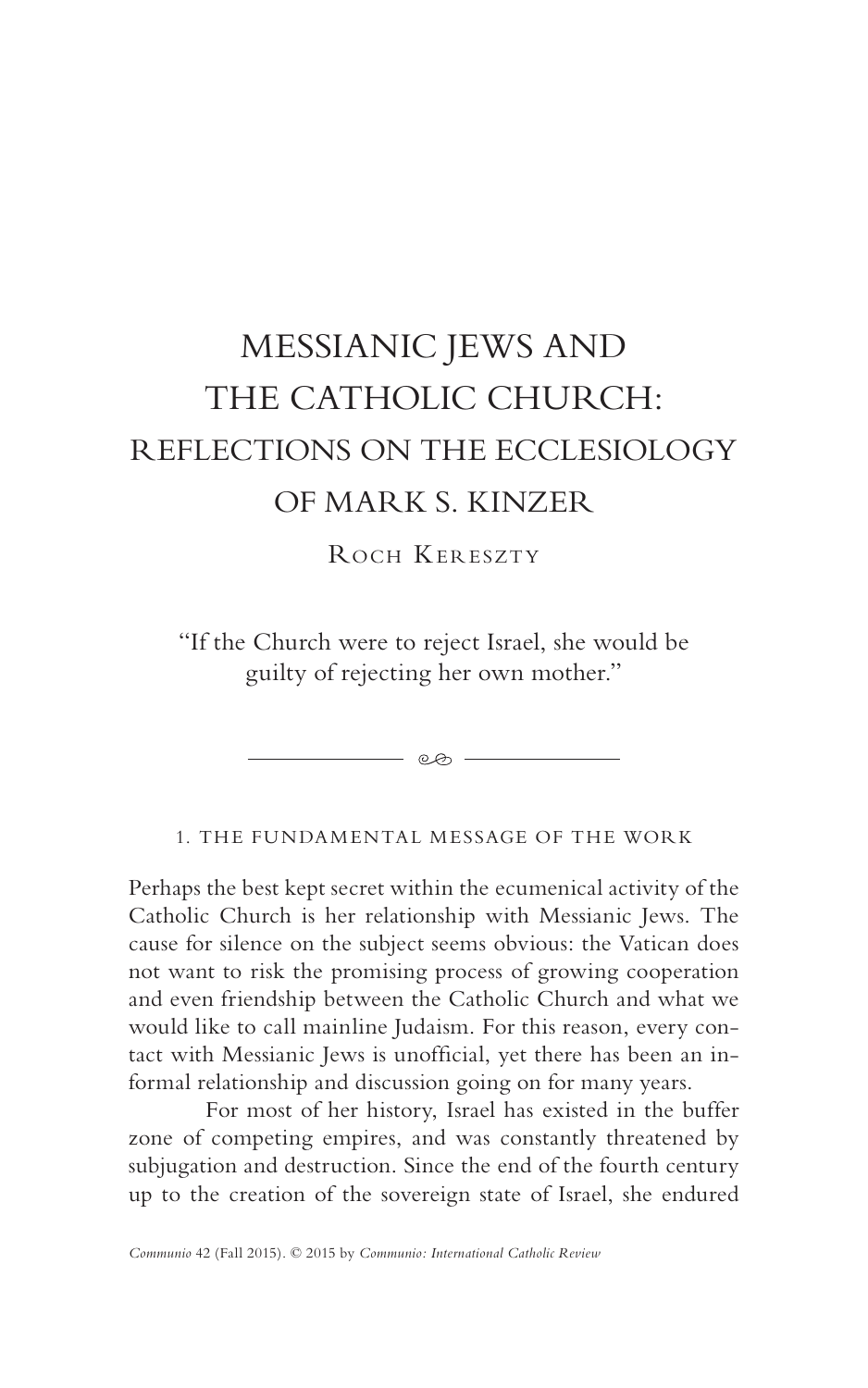# MESSIANIC JEWS AND THE CATHOLIC CHURCH: REFLECTIONS ON THE ECCLESIOLOGY OF MARK S. KINZER

Roch Kereszty

"If the Church were to reject Israel, she would be guilty of rejecting her own mother."

## 1. THE FUNDAMENTAL MESSAGE OF THE WORK

Perhaps the best kept secret within the ecumenical activity of the Catholic Church is her relationship with Messianic Jews. The cause for silence on the subject seems obvious: the Vatican does not want to risk the promising process of growing cooperation and even friendship between the Catholic Church and what we would like to call mainline Judaism. For this reason, every contact with Messianic Jews is unofficial, yet there has been an informal relationship and discussion going on for many years.

For most of her history, Israel has existed in the buffer zone of competing empires, and was constantly threatened by subjugation and destruction. Since the end of the fourth century up to the creation of the sovereign state of Israel, she endured

*Communio* 42 (Fall 2015). © 2015 by *Communio: International Catholic Review*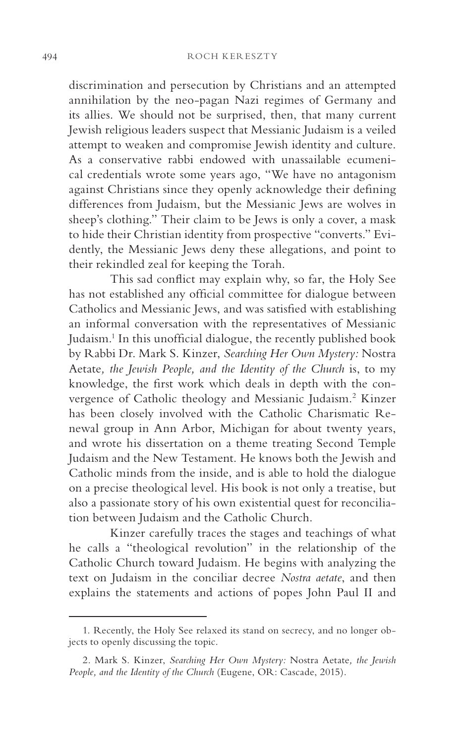discrimination and persecution by Christians and an attempted annihilation by the neo-pagan Nazi regimes of Germany and its allies. We should not be surprised, then, that many current Jewish religious leaders suspect that Messianic Judaism is a veiled attempt to weaken and compromise Jewish identity and culture. As a conservative rabbi endowed with unassailable ecumenical credentials wrote some years ago, "We have no antagonism against Christians since they openly acknowledge their defining differences from Judaism, but the Messianic Jews are wolves in sheep's clothing." Their claim to be Jews is only a cover, a mask to hide their Christian identity from prospective "converts." Evidently, the Messianic Jews deny these allegations, and point to their rekindled zeal for keeping the Torah.

This sad conflict may explain why, so far, the Holy See has not established any official committee for dialogue between Catholics and Messianic Jews, and was satisfied with establishing an informal conversation with the representatives of Messianic Judaism.[1] In this unofficial dialogue, the recently published book by Rabbi Dr. Mark S. Kinzer, *Searching Her Own Mystery:* Nostra Aetate*, the Jewish People, and the Identity of the Church* is, to my knowledge, the first work which deals in depth with the convergence of Catholic theology and Messianic Judaism.[2] Kinzer has been closely involved with the Catholic Charismatic Renewal group in Ann Arbor, Michigan for about twenty years, and wrote his dissertation on a theme treating Second Temple Judaism and the New Testament. He knows both the Jewish and Catholic minds from the inside, and is able to hold the dialogue on a precise theological level. His book is not only a treatise, but also a passionate story of his own existential quest for reconciliation between Judaism and the Catholic Church.

Kinzer carefully traces the stages and teachings of what he calls a "theological revolution" in the relationship of the Catholic Church toward Judaism. He begins with analyzing the text on Judaism in the conciliar decree *Nostra aetate*, and then explains the statements and actions of popes John Paul II and

---

1. Recently, the Holy See relaxed its stand on secrecy, and no longer objects to openly discussing the topic.

2. Mark S. Kinzer, *Searching Her Own Mystery:* Nostra Aetate*, the Jewish People, and the Identity of the Church* (Eugene, OR: Cascade, 2015).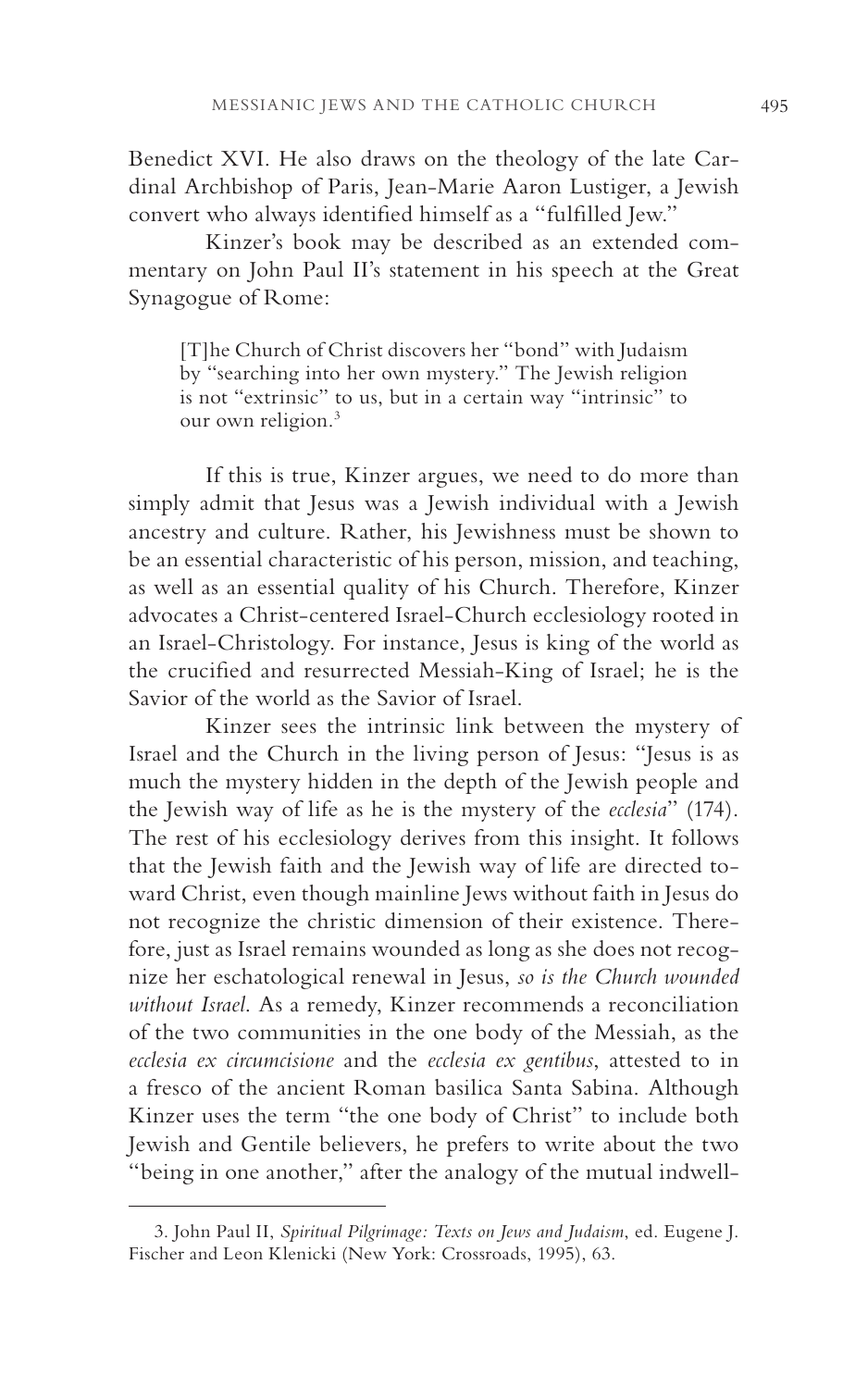Benedict XVI. He also draws on the theology of the late Cardinal Archbishop of Paris, Jean-Marie Aaron Lustiger, a Jewish convert who always identified himself as a "fulfilled Jew."

Kinzer's book may be described as an extended commentary on John Paul II's statement in his speech at the Great Synagogue of Rome:

> [T]he Church of Christ discovers her "bond" with Judaism by "searching into her own mystery." The Jewish religion is not "extrinsic" to us, but in a certain way "intrinsic" to our own religion.[3]

If this is true, Kinzer argues, we need to do more than simply admit that Jesus was a Jewish individual with a Jewish ancestry and culture. Rather, his Jewishness must be shown to be an essential characteristic of his person, mission, and teaching, as well as an essential quality of his Church. Therefore, Kinzer advocates a Christ-centered Israel-Church ecclesiology rooted in an Israel-Christology. For instance, Jesus is king of the world as the crucified and resurrected Messiah-King of Israel; he is the Savior of the world as the Savior of Israel.

Kinzer sees the intrinsic link between the mystery of Israel and the Church in the living person of Jesus: "Jesus is as much the mystery hidden in the depth of the Jewish people and the Jewish way of life as he is the mystery of the *ecclesia*" (174). The rest of his ecclesiology derives from this insight. It follows that the Jewish faith and the Jewish way of life are directed toward Christ, even though mainline Jews without faith in Jesus do not recognize the christic dimension of their existence. Therefore, just as Israel remains wounded as long as she does not recognize her eschatological renewal in Jesus, *so is the Church wounded without Israel.* As a remedy, Kinzer recommends a reconciliation of the two communities in the one body of the Messiah, as the *ecclesia ex circumcisione* and the *ecclesia ex gentibus*, attested to in a fresco of the ancient Roman basilica Santa Sabina. Although Kinzer uses the term "the one body of Christ" to include both Jewish and Gentile believers, he prefers to write about the two "being in one another," after the analogy of the mutual indwell-

---

3. John Paul II, *Spiritual Pilgrimage: Texts on Jews and Judaism*, ed. Eugene J. Fischer and Leon Klenicki (New York: Crossroads, 1995), 63.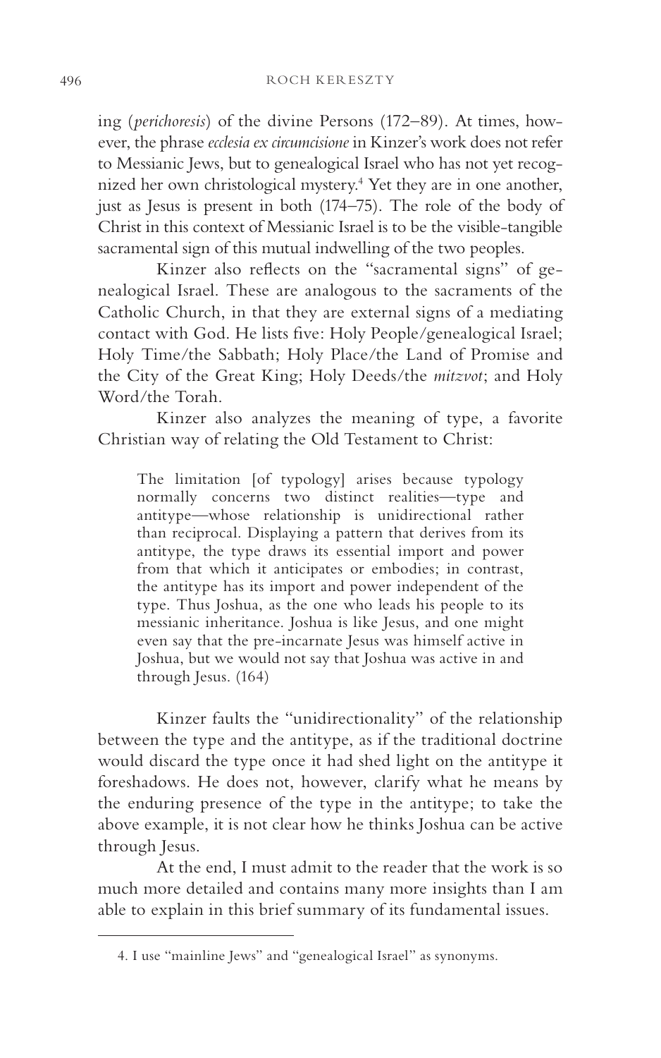ing (*perichoresis*) of the divine Persons (172–89). At times, however, the phrase *ecclesia ex circumcisione* in Kinzer's work does not refer to Messianic Jews, but to genealogical Israel who has not yet recognized her own christological mystery.[4] Yet they are in one another, just as Jesus is present in both (174–75). The role of the body of Christ in this context of Messianic Israel is to be the visible-tangible sacramental sign of this mutual indwelling of the two peoples.

Kinzer also reflects on the "sacramental signs" of genealogical Israel. These are analogous to the sacraments of the Catholic Church, in that they are external signs of a mediating contact with God. He lists five: Holy People/genealogical Israel; Holy Time/the Sabbath; Holy Place/the Land of Promise and the City of the Great King; Holy Deeds/the *mitzvot*; and Holy Word/the Torah.

Kinzer also analyzes the meaning of type, a favorite Christian way of relating the Old Testament to Christ:

> The limitation [of typology] arises because typology normally concerns two distinct realities—type and antitype—whose relationship is unidirectional rather than reciprocal. Displaying a pattern that derives from its antitype, the type draws its essential import and power from that which it anticipates or embodies; in contrast, the antitype has its import and power independent of the type. Thus Joshua, as the one who leads his people to its messianic inheritance. Joshua is like Jesus, and one might even say that the pre-incarnate Jesus was himself active in Joshua, but we would not say that Joshua was active in and through Jesus. (164)

Kinzer faults the "unidirectionality" of the relationship between the type and the antitype, as if the traditional doctrine would discard the type once it had shed light on the antitype it foreshadows. He does not, however, clarify what he means by the enduring presence of the type in the antitype; to take the above example, it is not clear how he thinks Joshua can be active through Jesus.

At the end, I must admit to the reader that the work is so much more detailed and contains many more insights than I am able to explain in this brief summary of its fundamental issues.

---

4. I use "mainline Jews" and "genealogical Israel" as synonyms.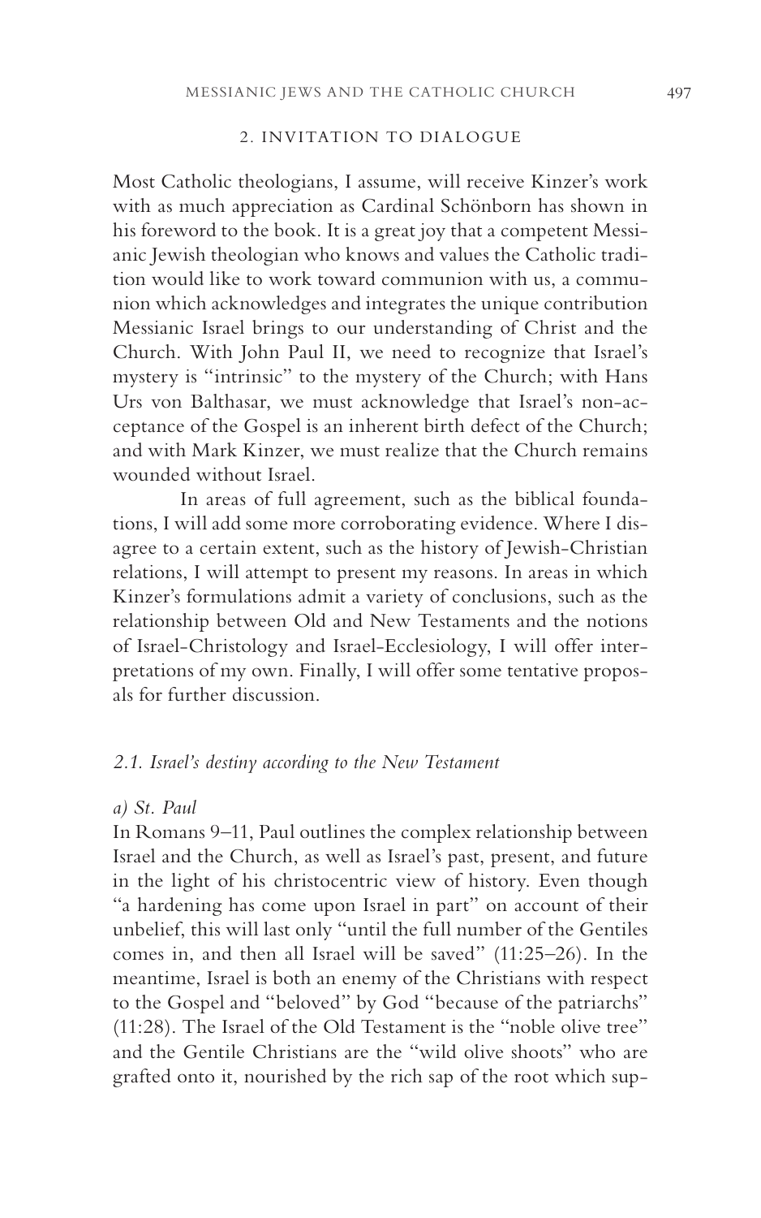## 2. INVITATION TO DIALOGUE

Most Catholic theologians, I assume, will receive Kinzer's work with as much appreciation as Cardinal Schönborn has shown in his foreword to the book. It is a great joy that a competent Messianic Jewish theologian who knows and values the Catholic tradition would like to work toward communion with us, a communion which acknowledges and integrates the unique contribution Messianic Israel brings to our understanding of Christ and the Church. With John Paul II, we need to recognize that Israel's mystery is "intrinsic" to the mystery of the Church; with Hans Urs von Balthasar, we must acknowledge that Israel's non-acceptance of the Gospel is an inherent birth defect of the Church; and with Mark Kinzer, we must realize that the Church remains wounded without Israel.

In areas of full agreement, such as the biblical foundations, I will add some more corroborating evidence. Where I disagree to a certain extent, such as the history of Jewish-Christian relations, I will attempt to present my reasons. In areas in which Kinzer's formulations admit a variety of conclusions, such as the relationship between Old and New Testaments and the notions of Israel-Christology and Israel-Ecclesiology, I will offer interpretations of my own. Finally, I will offer some tentative proposals for further discussion.

### *2.1. Israel's destiny according to the New Testament*

#### *a) St. Paul*

In Romans 9–11, Paul outlines the complex relationship between Israel and the Church, as well as Israel's past, present, and future in the light of his christocentric view of history. Even though "a hardening has come upon Israel in part" on account of their unbelief, this will last only "until the full number of the Gentiles comes in, and then all Israel will be saved" (11:25–26). In the meantime, Israel is both an enemy of the Christians with respect to the Gospel and "beloved" by God "because of the patriarchs" (11:28). The Israel of the Old Testament is the "noble olive tree" and the Gentile Christians are the "wild olive shoots" who are grafted onto it, nourished by the rich sap of the root which sup-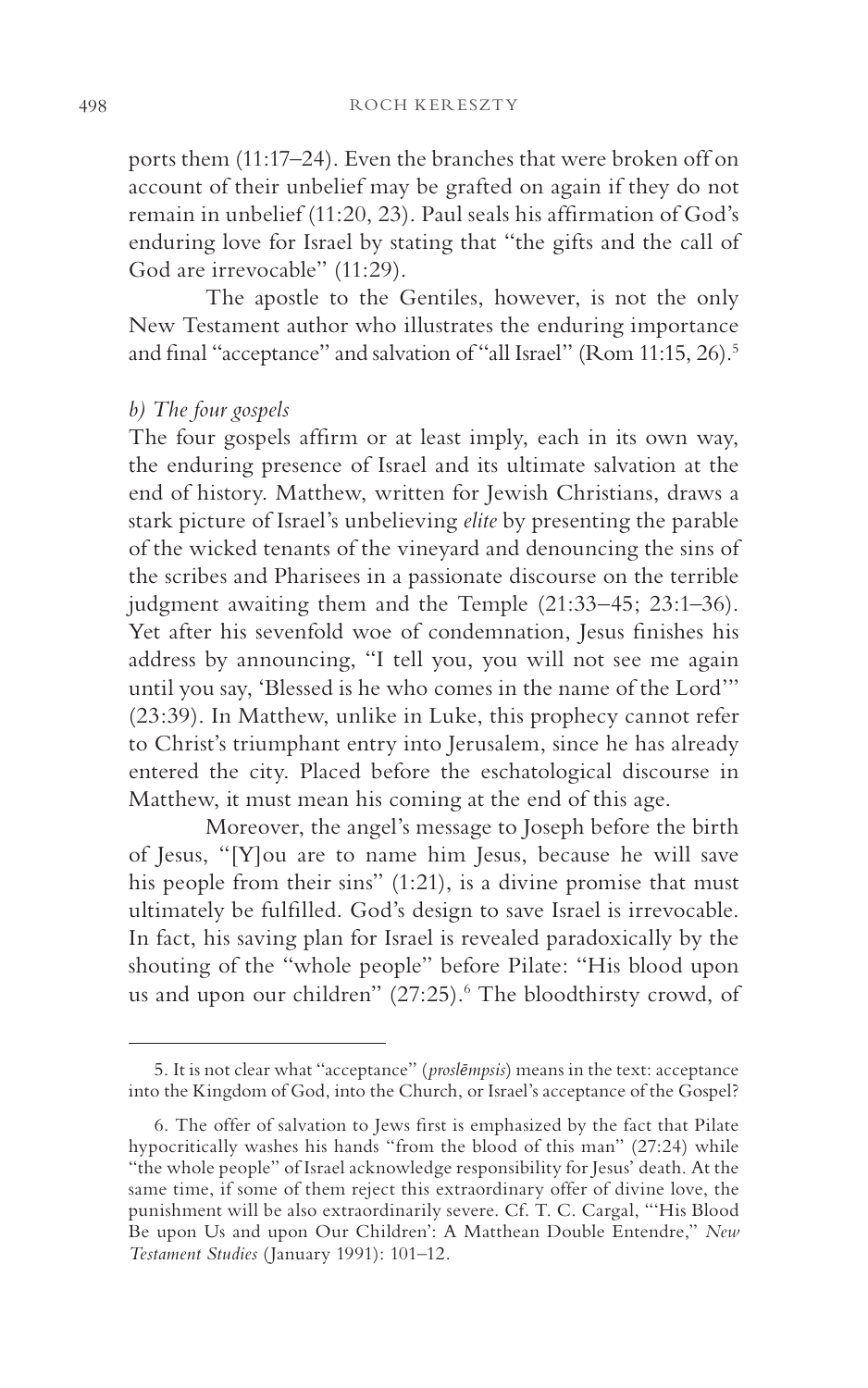ports them (11:17–24). Even the branches that were broken off on account of their unbelief may be grafted on again if they do not remain in unbelief (11:20, 23). Paul seals his affirmation of God's enduring love for Israel by stating that "the gifts and the call of God are irrevocable" (11:29).

The apostle to the Gentiles, however, is not the only New Testament author who illustrates the enduring importance and final "acceptance" and salvation of "all Israel" (Rom 11:15, 26).[5]

*b) The four gospels*

The four gospels affirm or at least imply, each in its own way, the enduring presence of Israel and its ultimate salvation at the end of history. Matthew, written for Jewish Christians, draws a stark picture of Israel's unbelieving *elite* by presenting the parable of the wicked tenants of the vineyard and denouncing the sins of the scribes and Pharisees in a passionate discourse on the terrible judgment awaiting them and the Temple (21:33–45; 23:1–36). Yet after his sevenfold woe of condemnation, Jesus finishes his address by announcing, "I tell you, you will not see me again until you say, 'Blessed is he who comes in the name of the Lord'" (23:39). In Matthew, unlike in Luke, this prophecy cannot refer to Christ's triumphant entry into Jerusalem, since he has already entered the city. Placed before the eschatological discourse in Matthew, it must mean his coming at the end of this age.

Moreover, the angel's message to Joseph before the birth of Jesus, "[Y]ou are to name him Jesus, because he will save his people from their sins" (1:21), is a divine promise that must ultimately be fulfilled. God's design to save Israel is irrevocable. In fact, his saving plan for Israel is revealed paradoxically by the shouting of the "whole people" before Pilate: "His blood upon us and upon our children" (27:25).[6] The bloodthirsty crowd, of

---

5. It is not clear what "acceptance" (*proslēmpsis*) means in the text: acceptance into the Kingdom of God, into the Church, or Israel's acceptance of the Gospel?

6. The offer of salvation to Jews first is emphasized by the fact that Pilate hypocritically washes his hands "from the blood of this man" (27:24) while "the whole people" of Israel acknowledge responsibility for Jesus' death. At the same time, if some of them reject this extraordinary offer of divine love, the punishment will be also extraordinarily severe. Cf. T. C. Cargal, "'His Blood Be upon Us and upon Our Children': A Matthean Double Entendre," *New Testament Studies* (January 1991): 101–12.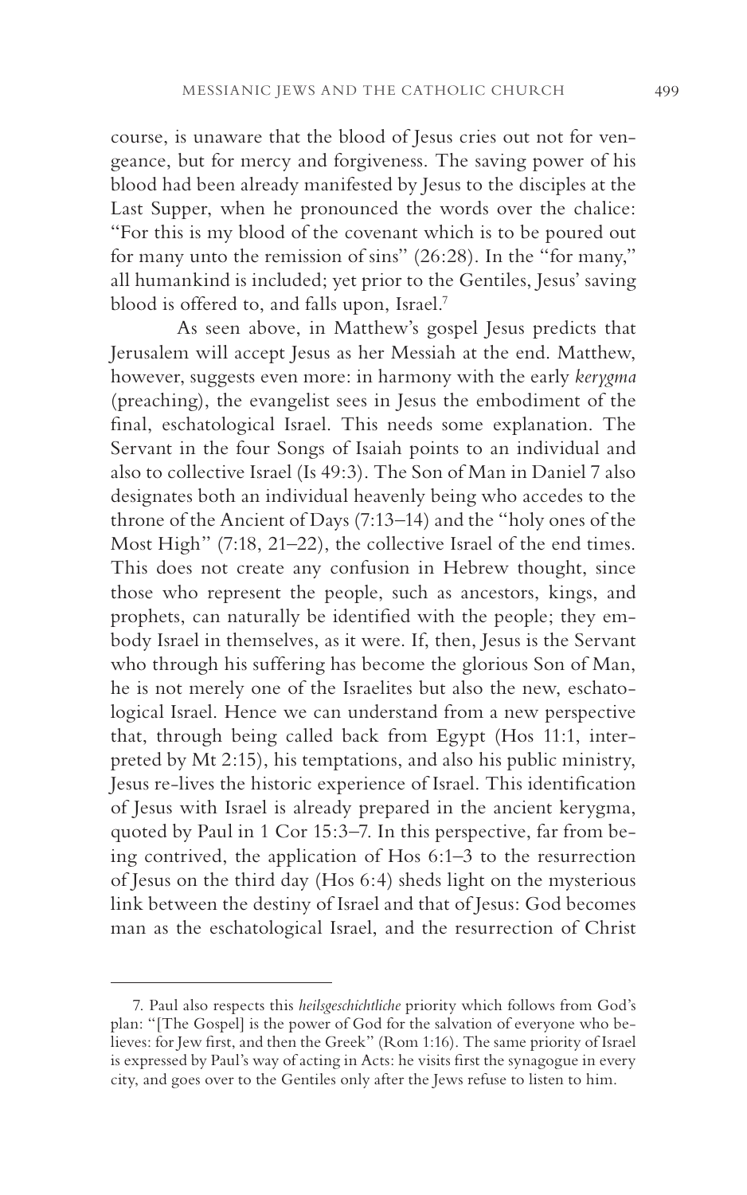course, is unaware that the blood of Jesus cries out not for vengeance, but for mercy and forgiveness. The saving power of his blood had been already manifested by Jesus to the disciples at the Last Supper, when he pronounced the words over the chalice: "For this is my blood of the covenant which is to be poured out for many unto the remission of sins" (26:28). In the "for many," all humankind is included; yet prior to the Gentiles, Jesus' saving blood is offered to, and falls upon, Israel.[7]

As seen above, in Matthew's gospel Jesus predicts that Jerusalem will accept Jesus as her Messiah at the end. Matthew, however, suggests even more: in harmony with the early *kerygma* (preaching), the evangelist sees in Jesus the embodiment of the final, eschatological Israel. This needs some explanation. The Servant in the four Songs of Isaiah points to an individual and also to collective Israel (Is 49:3). The Son of Man in Daniel 7 also designates both an individual heavenly being who accedes to the throne of the Ancient of Days (7:13–14) and the "holy ones of the Most High" (7:18, 21–22), the collective Israel of the end times. This does not create any confusion in Hebrew thought, since those who represent the people, such as ancestors, kings, and prophets, can naturally be identified with the people; they embody Israel in themselves, as it were. If, then, Jesus is the Servant who through his suffering has become the glorious Son of Man, he is not merely one of the Israelites but also the new, eschatological Israel. Hence we can understand from a new perspective that, through being called back from Egypt (Hos 11:1, interpreted by Mt 2:15), his temptations, and also his public ministry, Jesus re-lives the historic experience of Israel. This identification of Jesus with Israel is already prepared in the ancient kerygma, quoted by Paul in 1 Cor 15:3–7. In this perspective, far from being contrived, the application of Hos 6:1–3 to the resurrection of Jesus on the third day (Hos 6:4) sheds light on the mysterious link between the destiny of Israel and that of Jesus: God becomes man as the eschatological Israel, and the resurrection of Christ

---

7. Paul also respects this *heilsgeschichtliche* priority which follows from God's plan: "[The Gospel] is the power of God for the salvation of everyone who believes: for Jew first, and then the Greek" (Rom 1:16). The same priority of Israel is expressed by Paul's way of acting in Acts: he visits first the synagogue in every city, and goes over to the Gentiles only after the Jews refuse to listen to him.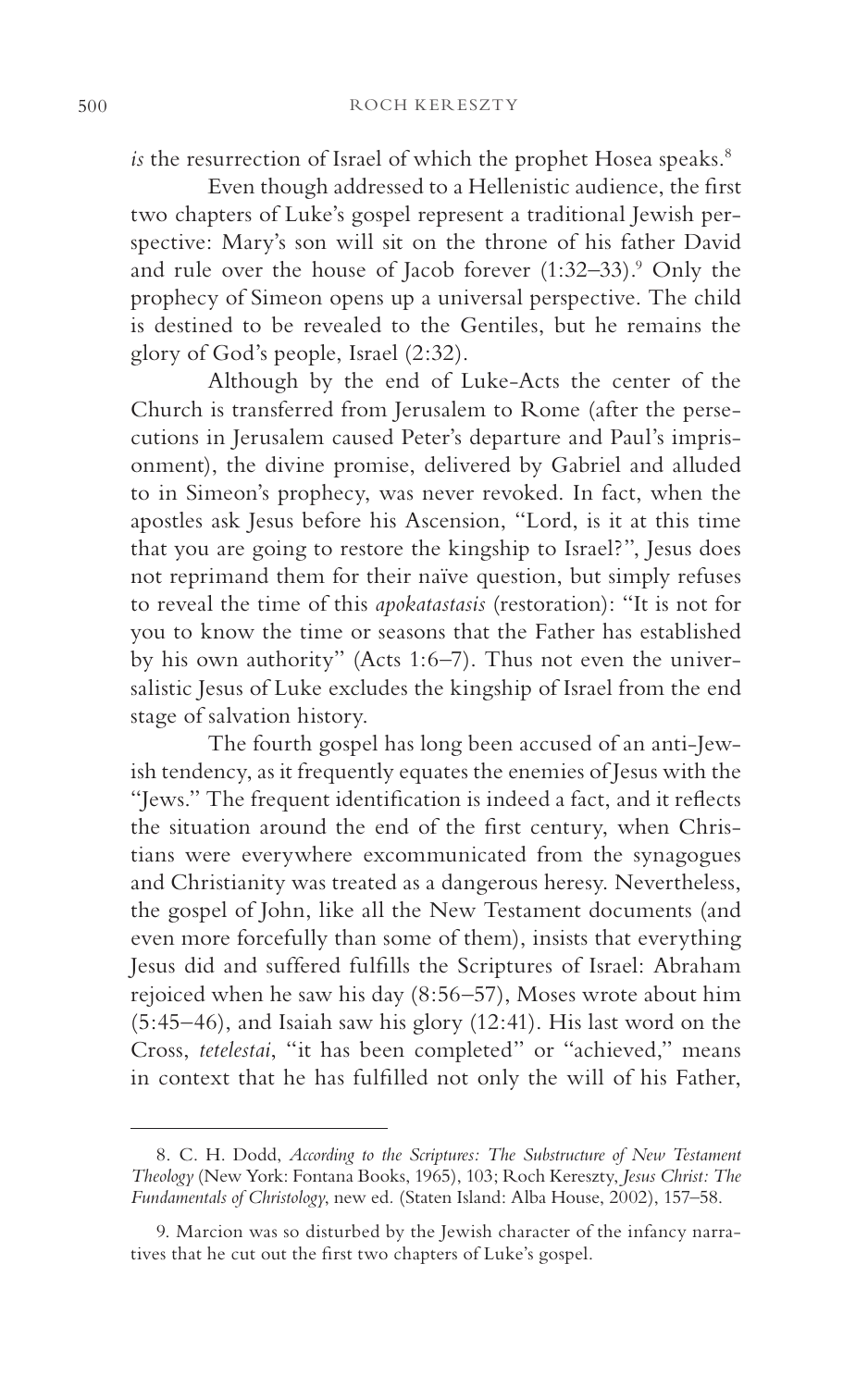*is* the resurrection of Israel of which the prophet Hosea speaks.[8]

Even though addressed to a Hellenistic audience, the first two chapters of Luke's gospel represent a traditional Jewish perspective: Mary's son will sit on the throne of his father David and rule over the house of Jacob forever (1:32–33).[9] Only the prophecy of Simeon opens up a universal perspective. The child is destined to be revealed to the Gentiles, but he remains the glory of God's people, Israel (2:32).

Although by the end of Luke-Acts the center of the Church is transferred from Jerusalem to Rome (after the persecutions in Jerusalem caused Peter's departure and Paul's imprisonment), the divine promise, delivered by Gabriel and alluded to in Simeon's prophecy, was never revoked. In fact, when the apostles ask Jesus before his Ascension, "Lord, is it at this time that you are going to restore the kingship to Israel?", Jesus does not reprimand them for their naïve question, but simply refuses to reveal the time of this *apokatastasis* (restoration): "It is not for you to know the time or seasons that the Father has established by his own authority" (Acts 1:6–7). Thus not even the universalistic Jesus of Luke excludes the kingship of Israel from the end stage of salvation history.

The fourth gospel has long been accused of an anti-Jewish tendency, as it frequently equates the enemies of Jesus with the "Jews." The frequent identification is indeed a fact, and it reflects the situation around the end of the first century, when Christians were everywhere excommunicated from the synagogues and Christianity was treated as a dangerous heresy. Nevertheless, the gospel of John, like all the New Testament documents (and even more forcefully than some of them), insists that everything Jesus did and suffered fulfills the Scriptures of Israel: Abraham rejoiced when he saw his day (8:56–57), Moses wrote about him (5:45–46), and Isaiah saw his glory (12:41). His last word on the Cross, *tetelestai*, "it has been completed" or "achieved," means in context that he has fulfilled not only the will of his Father,

---

8. C. H. Dodd, *According to the Scriptures: The Substructure of New Testament Theology* (New York: Fontana Books, 1965), 103; Roch Kereszty, *Jesus Christ: The Fundamentals of Christology*, new ed. (Staten Island: Alba House, 2002), 157–58.

9. Marcion was so disturbed by the Jewish character of the infancy narratives that he cut out the first two chapters of Luke's gospel.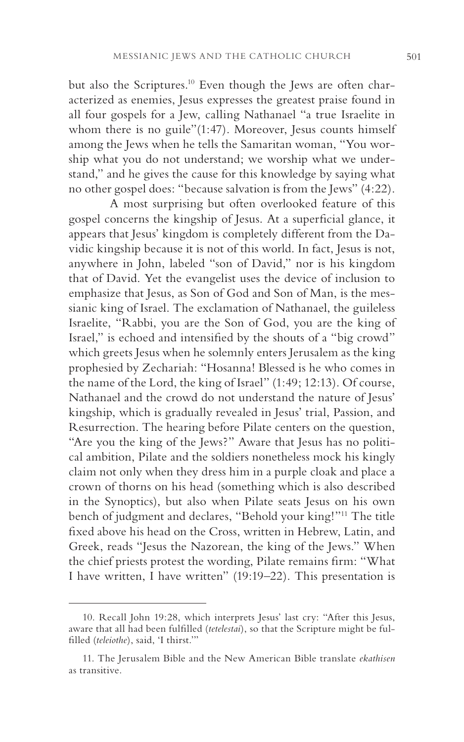but also the Scriptures.[10] Even though the Jews are often characterized as enemies, Jesus expresses the greatest praise found in all four gospels for a Jew, calling Nathanael "a true Israelite in whom there is no guile"(1:47). Moreover, Jesus counts himself among the Jews when he tells the Samaritan woman, "You worship what you do not understand; we worship what we understand," and he gives the cause for this knowledge by saying what no other gospel does: "because salvation is from the Jews" (4:22).

A most surprising but often overlooked feature of this gospel concerns the kingship of Jesus. At a superficial glance, it appears that Jesus' kingdom is completely different from the Davidic kingship because it is not of this world. In fact, Jesus is not, anywhere in John, labeled "son of David," nor is his kingdom that of David. Yet the evangelist uses the device of inclusion to emphasize that Jesus, as Son of God and Son of Man, is the messianic king of Israel. The exclamation of Nathanael, the guileless Israelite, "Rabbi, you are the Son of God, you are the king of Israel," is echoed and intensified by the shouts of a "big crowd" which greets Jesus when he solemnly enters Jerusalem as the king prophesied by Zechariah: "Hosanna! Blessed is he who comes in the name of the Lord, the king of Israel" (1:49; 12:13). Of course, Nathanael and the crowd do not understand the nature of Jesus' kingship, which is gradually revealed in Jesus' trial, Passion, and Resurrection. The hearing before Pilate centers on the question, "Are you the king of the Jews?" Aware that Jesus has no political ambition, Pilate and the soldiers nonetheless mock his kingly claim not only when they dress him in a purple cloak and place a crown of thorns on his head (something which is also described in the Synoptics), but also when Pilate seats Jesus on his own bench of judgment and declares, "Behold your king!"[11] The title fixed above his head on the Cross, written in Hebrew, Latin, and Greek, reads "Jesus the Nazorean, the king of the Jews." When the chief priests protest the wording, Pilate remains firm: "What I have written, I have written" (19:19–22). This presentation is

---

10. Recall John 19:28, which interprets Jesus' last cry: "After this Jesus, aware that all had been fulfilled (*tetelestai*), so that the Scripture might be fulfilled (*teleiothe*), said, 'I thirst.'"

11. The Jerusalem Bible and the New American Bible translate *ekathisen* as transitive.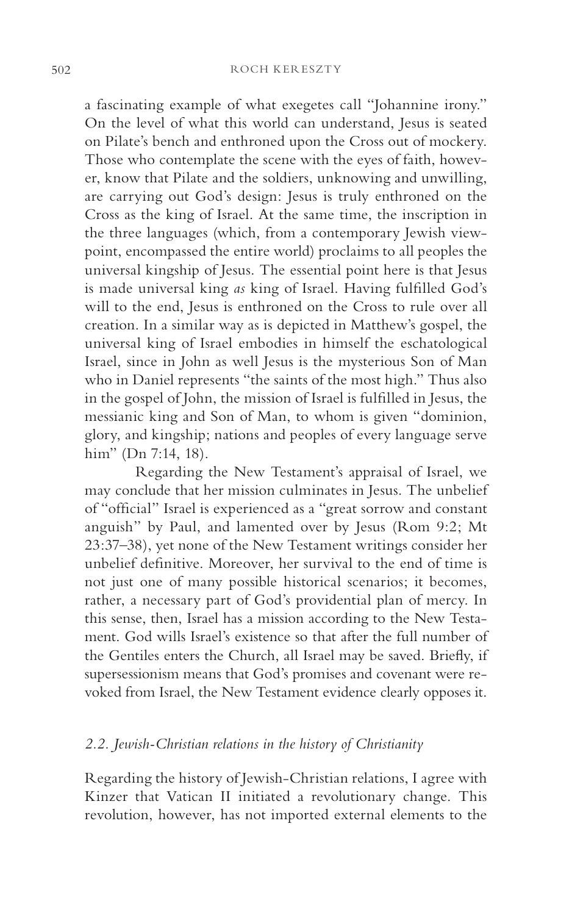a fascinating example of what exegetes call "Johannine irony." On the level of what this world can understand, Jesus is seated on Pilate's bench and enthroned upon the Cross out of mockery. Those who contemplate the scene with the eyes of faith, however, know that Pilate and the soldiers, unknowing and unwilling, are carrying out God's design: Jesus is truly enthroned on the Cross as the king of Israel. At the same time, the inscription in the three languages (which, from a contemporary Jewish viewpoint, encompassed the entire world) proclaims to all peoples the universal kingship of Jesus. The essential point here is that Jesus is made universal king *as* king of Israel. Having fulfilled God's will to the end, Jesus is enthroned on the Cross to rule over all creation. In a similar way as is depicted in Matthew's gospel, the universal king of Israel embodies in himself the eschatological Israel, since in John as well Jesus is the mysterious Son of Man who in Daniel represents "the saints of the most high." Thus also in the gospel of John, the mission of Israel is fulfilled in Jesus, the messianic king and Son of Man, to whom is given "dominion, glory, and kingship; nations and peoples of every language serve him" (Dn 7:14, 18).

Regarding the New Testament's appraisal of Israel, we may conclude that her mission culminates in Jesus. The unbelief of "official" Israel is experienced as a "great sorrow and constant anguish" by Paul, and lamented over by Jesus (Rom 9:2; Mt 23:37–38), yet none of the New Testament writings consider her unbelief definitive. Moreover, her survival to the end of time is not just one of many possible historical scenarios; it becomes, rather, a necessary part of God's providential plan of mercy. In this sense, then, Israel has a mission according to the New Testament. God wills Israel's existence so that after the full number of the Gentiles enters the Church, all Israel may be saved. Briefly, if supersessionism means that God's promises and covenant were revoked from Israel, the New Testament evidence clearly opposes it.

### *2.2. Jewish-Christian relations in the history of Christianity*

Regarding the history of Jewish-Christian relations, I agree with Kinzer that Vatican II initiated a revolutionary change. This revolution, however, has not imported external elements to the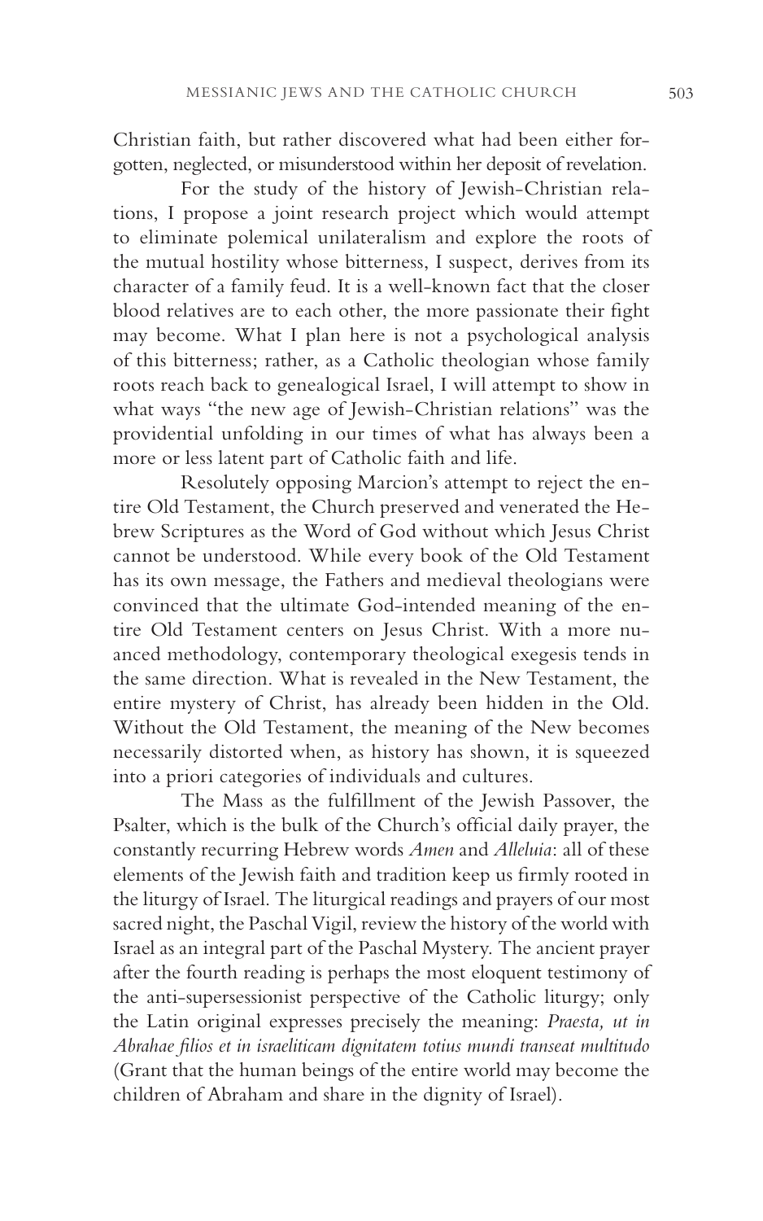Christian faith, but rather discovered what had been either forgotten, neglected, or misunderstood within her deposit of revelation.

For the study of the history of Jewish-Christian relations, I propose a joint research project which would attempt to eliminate polemical unilateralism and explore the roots of the mutual hostility whose bitterness, I suspect, derives from its character of a family feud. It is a well-known fact that the closer blood relatives are to each other, the more passionate their fight may become. What I plan here is not a psychological analysis of this bitterness; rather, as a Catholic theologian whose family roots reach back to genealogical Israel, I will attempt to show in what ways "the new age of Jewish-Christian relations" was the providential unfolding in our times of what has always been a more or less latent part of Catholic faith and life.

Resolutely opposing Marcion's attempt to reject the entire Old Testament, the Church preserved and venerated the Hebrew Scriptures as the Word of God without which Jesus Christ cannot be understood. While every book of the Old Testament has its own message, the Fathers and medieval theologians were convinced that the ultimate God-intended meaning of the entire Old Testament centers on Jesus Christ. With a more nuanced methodology, contemporary theological exegesis tends in the same direction. What is revealed in the New Testament, the entire mystery of Christ, has already been hidden in the Old. Without the Old Testament, the meaning of the New becomes necessarily distorted when, as history has shown, it is squeezed into a priori categories of individuals and cultures.

The Mass as the fulfillment of the Jewish Passover, the Psalter, which is the bulk of the Church's official daily prayer, the constantly recurring Hebrew words *Amen* and *Alleluia*: all of these elements of the Jewish faith and tradition keep us firmly rooted in the liturgy of Israel. The liturgical readings and prayers of our most sacred night, the Paschal Vigil, review the history of the world with Israel as an integral part of the Paschal Mystery. The ancient prayer after the fourth reading is perhaps the most eloquent testimony of the anti-supersessionist perspective of the Catholic liturgy; only the Latin original expresses precisely the meaning: *Praesta, ut in Abrahae filios et in israeliticam dignitatem totius mundi transeat multitudo* (Grant that the human beings of the entire world may become the children of Abraham and share in the dignity of Israel).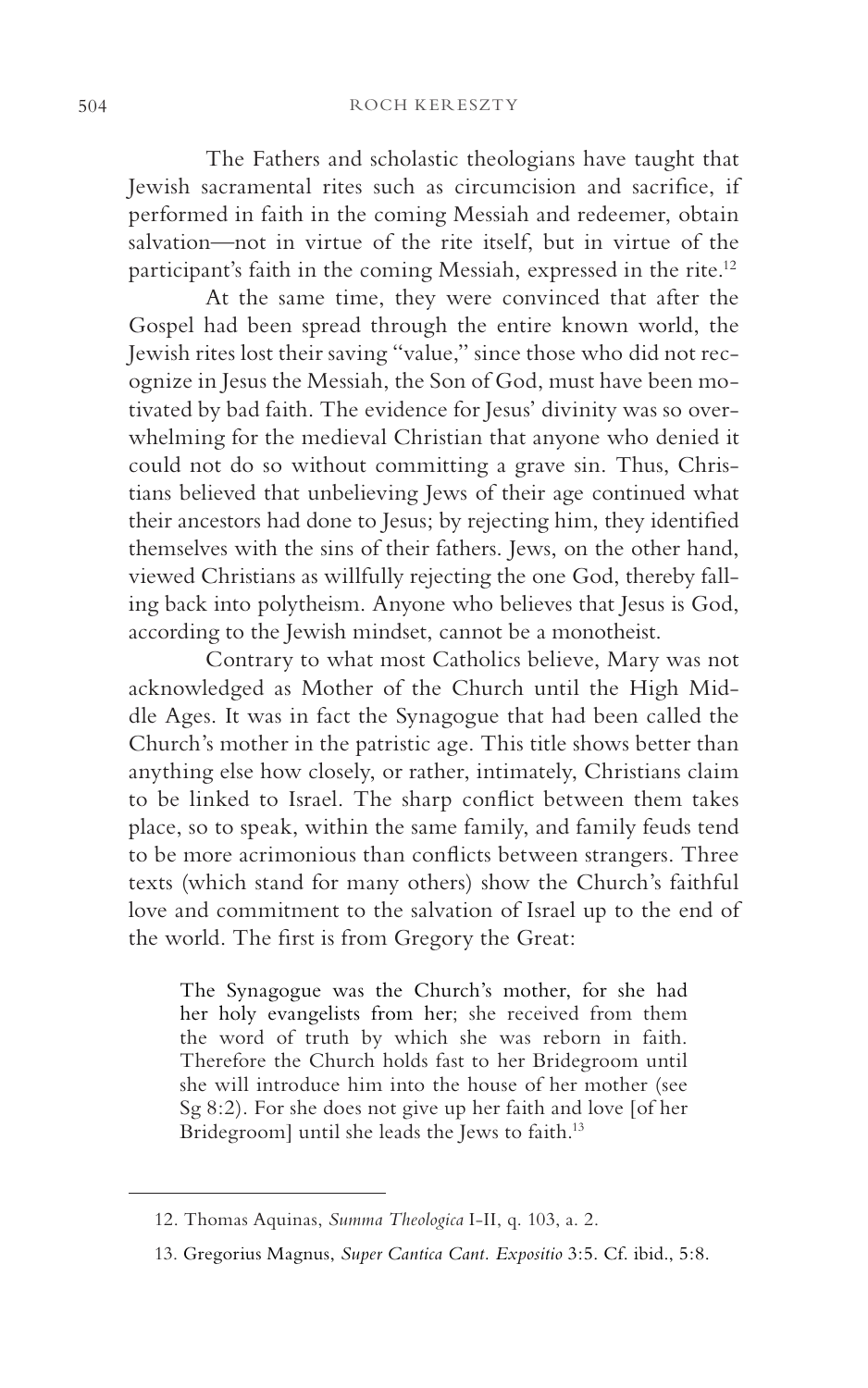The Fathers and scholastic theologians have taught that Jewish sacramental rites such as circumcision and sacrifice, if performed in faith in the coming Messiah and redeemer, obtain salvation—not in virtue of the rite itself, but in virtue of the participant's faith in the coming Messiah, expressed in the rite.[12]

At the same time, they were convinced that after the Gospel had been spread through the entire known world, the Jewish rites lost their saving "value," since those who did not recognize in Jesus the Messiah, the Son of God, must have been motivated by bad faith. The evidence for Jesus' divinity was so overwhelming for the medieval Christian that anyone who denied it could not do so without committing a grave sin. Thus, Christians believed that unbelieving Jews of their age continued what their ancestors had done to Jesus; by rejecting him, they identified themselves with the sins of their fathers. Jews, on the other hand, viewed Christians as willfully rejecting the one God, thereby falling back into polytheism. Anyone who believes that Jesus is God, according to the Jewish mindset, cannot be a monotheist.

Contrary to what most Catholics believe, Mary was not acknowledged as Mother of the Church until the High Middle Ages. It was in fact the Synagogue that had been called the Church's mother in the patristic age. This title shows better than anything else how closely, or rather, intimately, Christians claim to be linked to Israel. The sharp conflict between them takes place, so to speak, within the same family, and family feuds tend to be more acrimonious than conflicts between strangers. Three texts (which stand for many others) show the Church's faithful love and commitment to the salvation of Israel up to the end of the world. The first is from Gregory the Great:

> The Synagogue was the Church's mother, for she had her holy evangelists from her; she received from them the word of truth by which she was reborn in faith. Therefore the Church holds fast to her Bridegroom until she will introduce him into the house of her mother (see Sg 8:2). For she does not give up her faith and love [of her Bridegroom] until she leads the Jews to faith.[13]

---

12. Thomas Aquinas, *Summa Theologica* I-II, q. 103, a. 2.

13. Gregorius Magnus, *Super Cantica Cant. Expositio* 3:5. Cf. ibid., 5:8.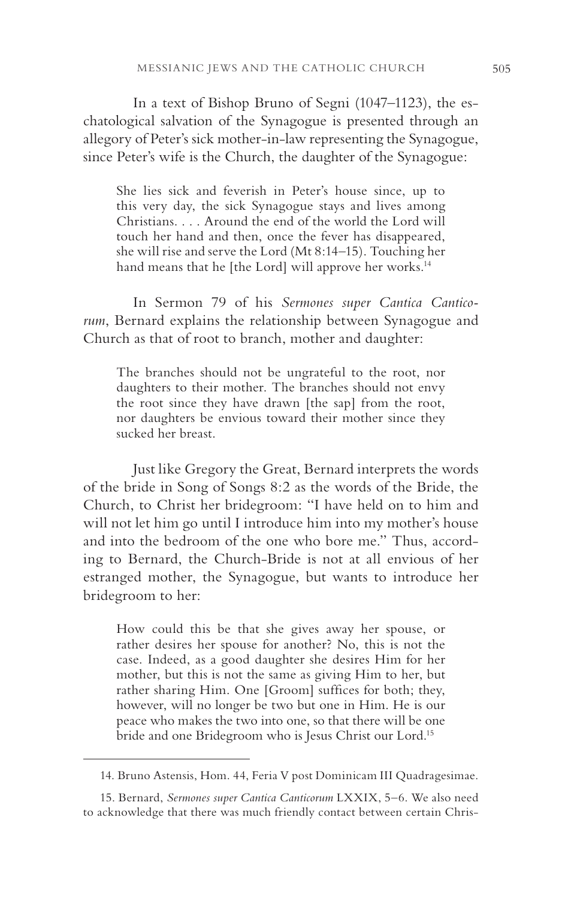In a text of Bishop Bruno of Segni (1047–1123), the eschatological salvation of the Synagogue is presented through an allegory of Peter's sick mother-in-law representing the Synagogue, since Peter's wife is the Church, the daughter of the Synagogue:

> She lies sick and feverish in Peter's house since, up to this very day, the sick Synagogue stays and lives among Christians. . . . Around the end of the world the Lord will touch her hand and then, once the fever has disappeared, she will rise and serve the Lord (Mt 8:14–15). Touching her hand means that he [the Lord] will approve her works.[14]

In Sermon 79 of his *Sermones super Cantica Canticorum*, Bernard explains the relationship between Synagogue and Church as that of root to branch, mother and daughter:

> The branches should not be ungrateful to the root, nor daughters to their mother. The branches should not envy the root since they have drawn [the sap] from the root, nor daughters be envious toward their mother since they sucked her breast.

Just like Gregory the Great, Bernard interprets the words of the bride in Song of Songs 8:2 as the words of the Bride, the Church, to Christ her bridegroom: "I have held on to him and will not let him go until I introduce him into my mother's house and into the bedroom of the one who bore me." Thus, according to Bernard, the Church-Bride is not at all envious of her estranged mother, the Synagogue, but wants to introduce her bridegroom to her:

> How could this be that she gives away her spouse, or rather desires her spouse for another? No, this is not the case. Indeed, as a good daughter she desires Him for her mother, but this is not the same as giving Him to her, but rather sharing Him. One [Groom] suffices for both; they, however, will no longer be two but one in Him. He is our peace who makes the two into one, so that there will be one bride and one Bridegroom who is Jesus Christ our Lord.[15]

---

14. Bruno Astensis, Hom. 44, Feria V post Dominicam III Quadragesimae.

15. Bernard, *Sermones super Cantica Canticorum* LXXIX, 5–6. We also need to acknowledge that there was much friendly contact between certain Chris-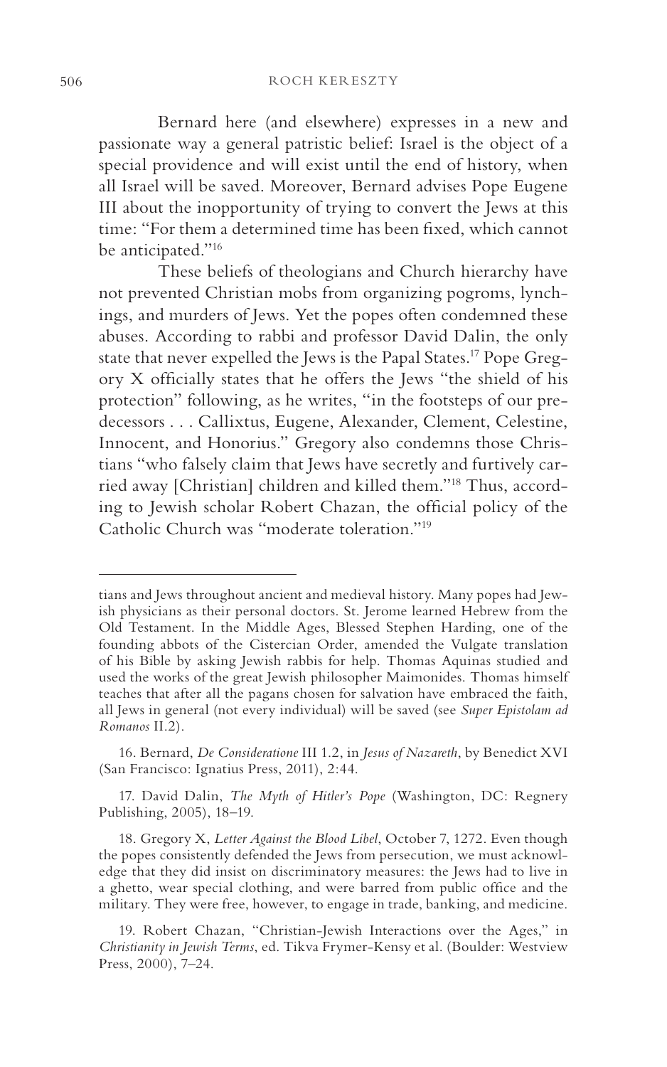Bernard here (and elsewhere) expresses in a new and passionate way a general patristic belief: Israel is the object of a special providence and will exist until the end of history, when all Israel will be saved. Moreover, Bernard advises Pope Eugene III about the inopportunity of trying to convert the Jews at this time: "For them a determined time has been fixed, which cannot be anticipated."[16]

These beliefs of theologians and Church hierarchy have not prevented Christian mobs from organizing pogroms, lynchings, and murders of Jews. Yet the popes often condemned these abuses. According to rabbi and professor David Dalin, the only state that never expelled the Jews is the Papal States.[17] Pope Gregory X officially states that he offers the Jews "the shield of his protection" following, as he writes, "in the footsteps of our predecessors . . . Callixtus, Eugene, Alexander, Clement, Celestine, Innocent, and Honorius." Gregory also condemns those Christians "who falsely claim that Jews have secretly and furtively carried away [Christian] children and killed them."[18] Thus, according to Jewish scholar Robert Chazan, the official policy of the Catholic Church was "moderate toleration."[19]

---

tians and Jews throughout ancient and medieval history. Many popes had Jewish physicians as their personal doctors. St. Jerome learned Hebrew from the Old Testament. In the Middle Ages, Blessed Stephen Harding, one of the founding abbots of the Cistercian Order, amended the Vulgate translation of his Bible by asking Jewish rabbis for help. Thomas Aquinas studied and used the works of the great Jewish philosopher Maimonides. Thomas himself teaches that after all the pagans chosen for salvation have embraced the faith, all Jews in general (not every individual) will be saved (see *Super Epistolam ad Romanos* II.2).

16. Bernard, *De Consideratione* III 1.2, in *Jesus of Nazareth*, by Benedict XVI (San Francisco: Ignatius Press, 2011), 2:44.

17. David Dalin, *The Myth of Hitler's Pope* (Washington, DC: Regnery Publishing, 2005), 18–19.

18. Gregory X, *Letter Against the Blood Libel*, October 7, 1272. Even though the popes consistently defended the Jews from persecution, we must acknowledge that they did insist on discriminatory measures: the Jews had to live in a ghetto, wear special clothing, and were barred from public office and the military. They were free, however, to engage in trade, banking, and medicine.

19. Robert Chazan, "Christian-Jewish Interactions over the Ages," in *Christianity in Jewish Terms*, ed. Tikva Frymer-Kensy et al. (Boulder: Westview Press, 2000), 7–24.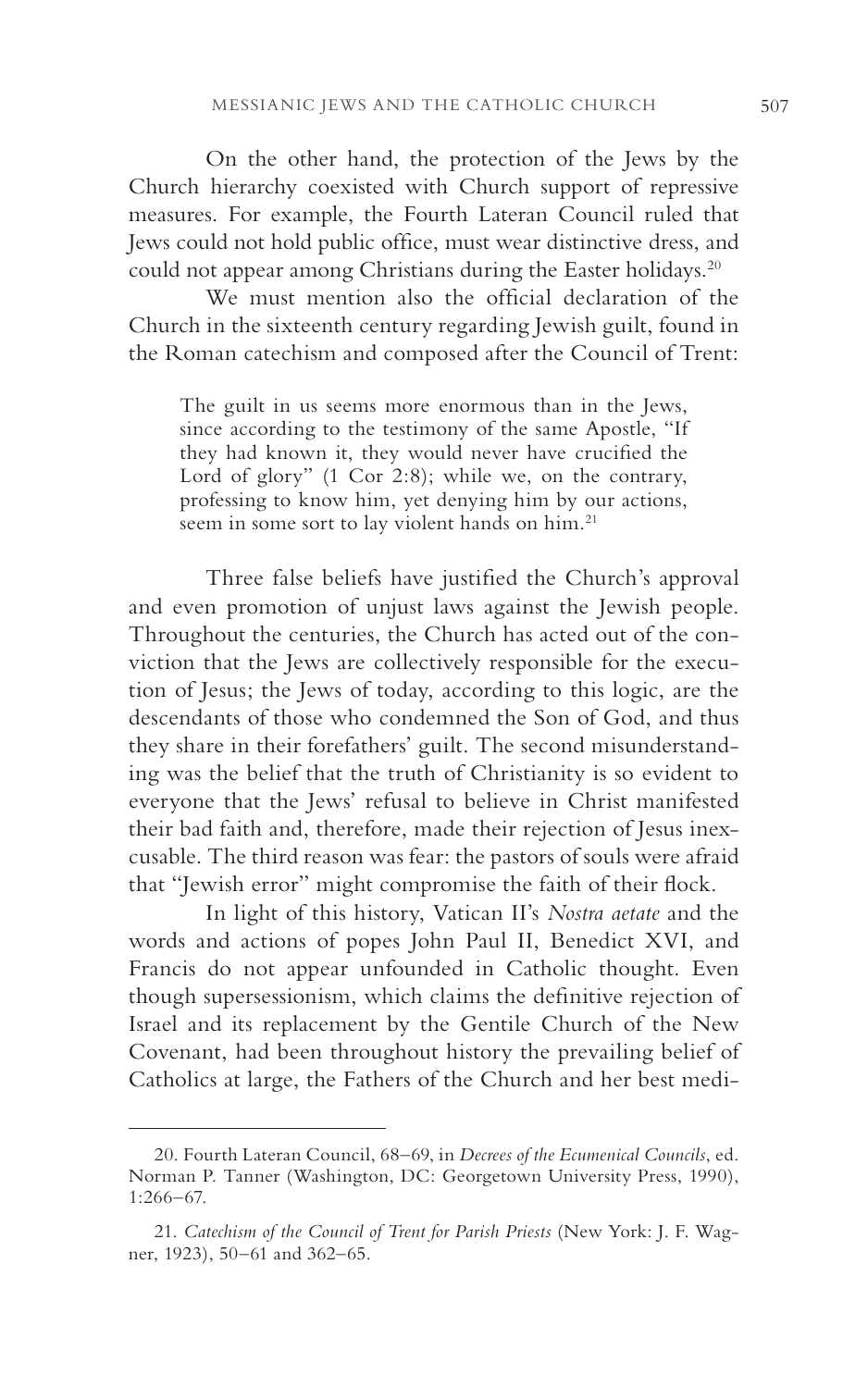On the other hand, the protection of the Jews by the Church hierarchy coexisted with Church support of repressive measures. For example, the Fourth Lateran Council ruled that Jews could not hold public office, must wear distinctive dress, and could not appear among Christians during the Easter holidays.[20]

We must mention also the official declaration of the Church in the sixteenth century regarding Jewish guilt, found in the Roman catechism and composed after the Council of Trent:

> The guilt in us seems more enormous than in the Jews, since according to the testimony of the same Apostle, "If they had known it, they would never have crucified the Lord of glory" (1 Cor 2:8); while we, on the contrary, professing to know him, yet denying him by our actions, seem in some sort to lay violent hands on him.[21]

Three false beliefs have justified the Church's approval and even promotion of unjust laws against the Jewish people. Throughout the centuries, the Church has acted out of the conviction that the Jews are collectively responsible for the execution of Jesus; the Jews of today, according to this logic, are the descendants of those who condemned the Son of God, and thus they share in their forefathers' guilt. The second misunderstanding was the belief that the truth of Christianity is so evident to everyone that the Jews' refusal to believe in Christ manifested their bad faith and, therefore, made their rejection of Jesus inexcusable. The third reason was fear: the pastors of souls were afraid that "Jewish error" might compromise the faith of their flock.

In light of this history, Vatican II's *Nostra aetate* and the words and actions of popes John Paul II, Benedict XVI, and Francis do not appear unfounded in Catholic thought. Even though supersessionism, which claims the definitive rejection of Israel and its replacement by the Gentile Church of the New Covenant, had been throughout history the prevailing belief of Catholics at large, the Fathers of the Church and her best medi-

---

20. Fourth Lateran Council, 68–69, in *Decrees of the Ecumenical Councils*, ed. Norman P. Tanner (Washington, DC: Georgetown University Press, 1990), 1:266–67.

21. *Catechism of the Council of Trent for Parish Priests* (New York: J. F. Wagner, 1923), 50–61 and 362–65.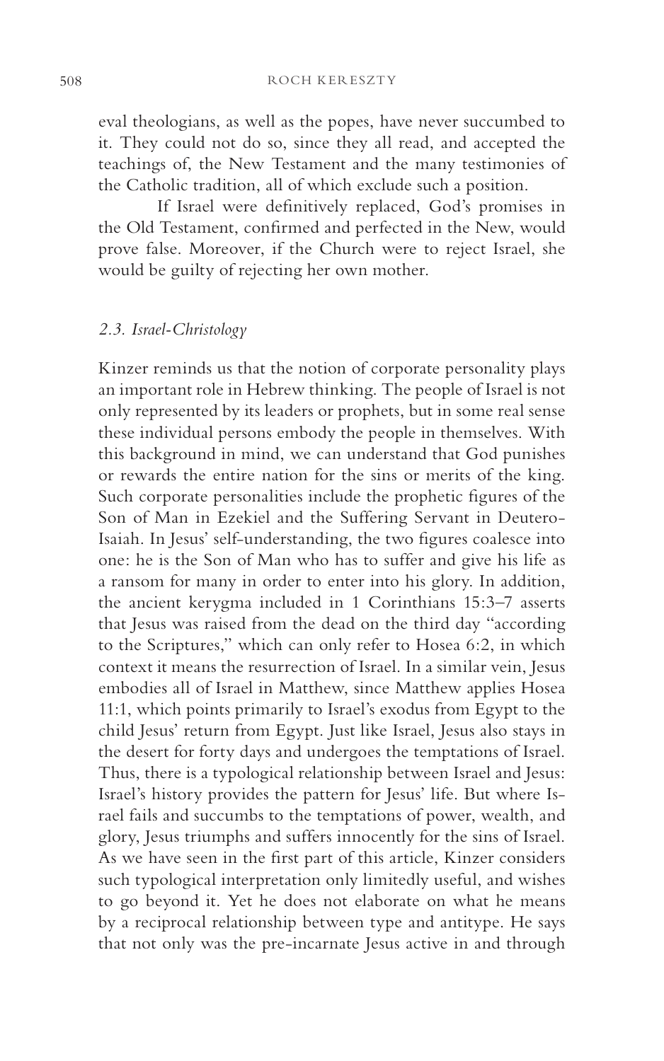eval theologians, as well as the popes, have never succumbed to it. They could not do so, since they all read, and accepted the teachings of, the New Testament and the many testimonies of the Catholic tradition, all of which exclude such a position.

If Israel were definitively replaced, God's promises in the Old Testament, confirmed and perfected in the New, would prove false. Moreover, if the Church were to reject Israel, she would be guilty of rejecting her own mother.

### *2.3. Israel-Christology*

Kinzer reminds us that the notion of corporate personality plays an important role in Hebrew thinking. The people of Israel is not only represented by its leaders or prophets, but in some real sense these individual persons embody the people in themselves. With this background in mind, we can understand that God punishes or rewards the entire nation for the sins or merits of the king. Such corporate personalities include the prophetic figures of the Son of Man in Ezekiel and the Suffering Servant in Deutero-Isaiah. In Jesus' self-understanding, the two figures coalesce into one: he is the Son of Man who has to suffer and give his life as a ransom for many in order to enter into his glory. In addition, the ancient kerygma included in 1 Corinthians 15:3–7 asserts that Jesus was raised from the dead on the third day "according to the Scriptures," which can only refer to Hosea 6:2, in which context it means the resurrection of Israel. In a similar vein, Jesus embodies all of Israel in Matthew, since Matthew applies Hosea 11:1, which points primarily to Israel's exodus from Egypt to the child Jesus' return from Egypt. Just like Israel, Jesus also stays in the desert for forty days and undergoes the temptations of Israel. Thus, there is a typological relationship between Israel and Jesus: Israel's history provides the pattern for Jesus' life. But where Israel fails and succumbs to the temptations of power, wealth, and glory, Jesus triumphs and suffers innocently for the sins of Israel. As we have seen in the first part of this article, Kinzer considers such typological interpretation only limitedly useful, and wishes to go beyond it. Yet he does not elaborate on what he means by a reciprocal relationship between type and antitype. He says that not only was the pre-incarnate Jesus active in and through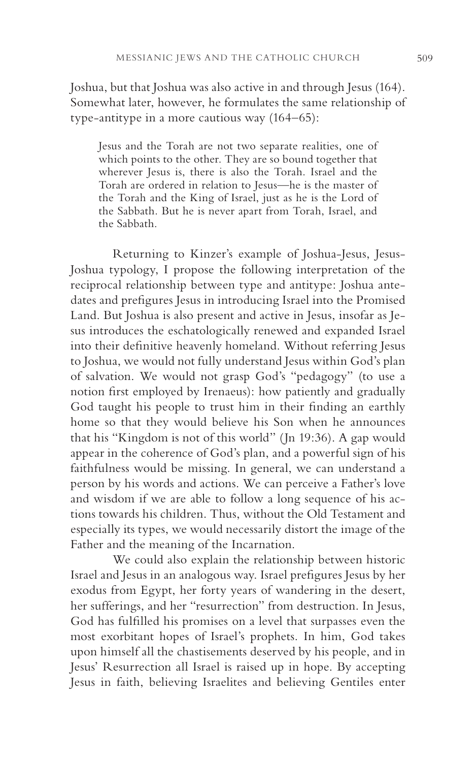Joshua, but that Joshua was also active in and through Jesus (164). Somewhat later, however, he formulates the same relationship of type-antitype in a more cautious way (164–65):

> Jesus and the Torah are not two separate realities, one of which points to the other. They are so bound together that wherever Jesus is, there is also the Torah. Israel and the Torah are ordered in relation to Jesus—he is the master of the Torah and the King of Israel, just as he is the Lord of the Sabbath. But he is never apart from Torah, Israel, and the Sabbath.

Returning to Kinzer's example of Joshua-Jesus, Jesus-Joshua typology, I propose the following interpretation of the reciprocal relationship between type and antitype: Joshua antedates and prefigures Jesus in introducing Israel into the Promised Land. But Joshua is also present and active in Jesus, insofar as Jesus introduces the eschatologically renewed and expanded Israel into their definitive heavenly homeland. Without referring Jesus to Joshua, we would not fully understand Jesus within God's plan of salvation. We would not grasp God's "pedagogy" (to use a notion first employed by Irenaeus): how patiently and gradually God taught his people to trust him in their finding an earthly home so that they would believe his Son when he announces that his "Kingdom is not of this world" (Jn 19:36). A gap would appear in the coherence of God's plan, and a powerful sign of his faithfulness would be missing. In general, we can understand a person by his words and actions. We can perceive a Father's love and wisdom if we are able to follow a long sequence of his actions towards his children. Thus, without the Old Testament and especially its types, we would necessarily distort the image of the Father and the meaning of the Incarnation.

We could also explain the relationship between historic Israel and Jesus in an analogous way. Israel prefigures Jesus by her exodus from Egypt, her forty years of wandering in the desert, her sufferings, and her "resurrection" from destruction. In Jesus, God has fulfilled his promises on a level that surpasses even the most exorbitant hopes of Israel's prophets. In him, God takes upon himself all the chastisements deserved by his people, and in Jesus' Resurrection all Israel is raised up in hope. By accepting Jesus in faith, believing Israelites and believing Gentiles enter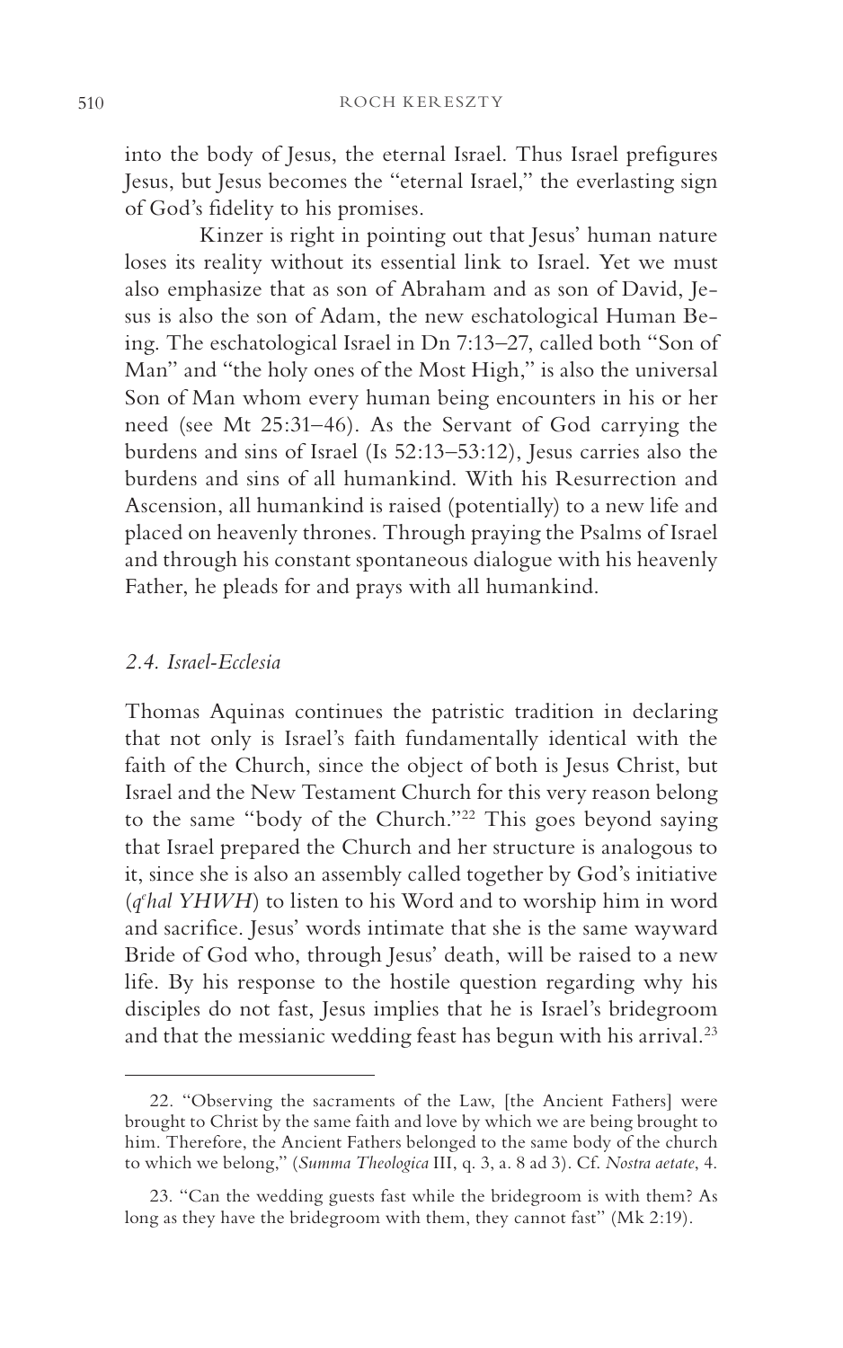into the body of Jesus, the eternal Israel. Thus Israel prefigures Jesus, but Jesus becomes the "eternal Israel," the everlasting sign of God's fidelity to his promises.

Kinzer is right in pointing out that Jesus' human nature loses its reality without its essential link to Israel. Yet we must also emphasize that as son of Abraham and as son of David, Jesus is also the son of Adam, the new eschatological Human Being. The eschatological Israel in Dn 7:13–27, called both "Son of Man" and "the holy ones of the Most High," is also the universal Son of Man whom every human being encounters in his or her need (see Mt 25:31–46). As the Servant of God carrying the burdens and sins of Israel (Is 52:13–53:12), Jesus carries also the burdens and sins of all humankind. With his Resurrection and Ascension, all humankind is raised (potentially) to a new life and placed on heavenly thrones. Through praying the Psalms of Israel and through his constant spontaneous dialogue with his heavenly Father, he pleads for and prays with all humankind.

### *2.4. Israel-Ecclesia*

Thomas Aquinas continues the patristic tradition in declaring that not only is Israel's faith fundamentally identical with the faith of the Church, since the object of both is Jesus Christ, but Israel and the New Testament Church for this very reason belong to the same "body of the Church."[22] This goes beyond saying that Israel prepared the Church and her structure is analogous to it, since she is also an assembly called together by God's initiative (*qᵉhal YHWH*) to listen to his Word and to worship him in word and sacrifice. Jesus' words intimate that she is the same wayward Bride of God who, through Jesus' death, will be raised to a new life. By his response to the hostile question regarding why his disciples do not fast, Jesus implies that he is Israel's bridegroom and that the messianic wedding feast has begun with his arrival.[23]

---

22. "Observing the sacraments of the Law, [the Ancient Fathers] were brought to Christ by the same faith and love by which we are being brought to him. Therefore, the Ancient Fathers belonged to the same body of the church to which we belong," (*Summa Theologica* III, q. 3, a. 8 ad 3). Cf. *Nostra aetate*, 4.

23. "Can the wedding guests fast while the bridegroom is with them? As long as they have the bridegroom with them, they cannot fast" (Mk 2:19).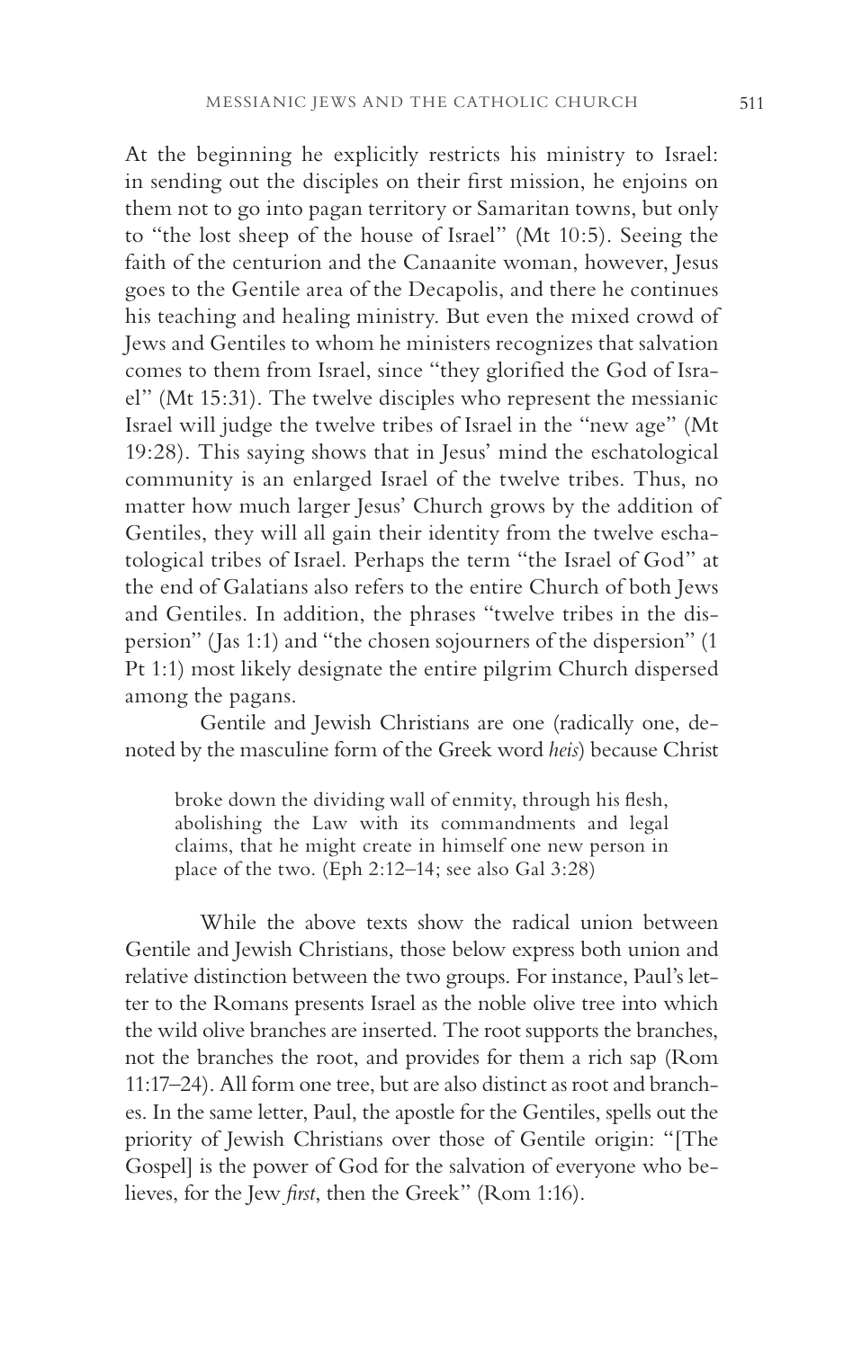At the beginning he explicitly restricts his ministry to Israel: in sending out the disciples on their first mission, he enjoins on them not to go into pagan territory or Samaritan towns, but only to "the lost sheep of the house of Israel" (Mt 10:5). Seeing the faith of the centurion and the Canaanite woman, however, Jesus goes to the Gentile area of the Decapolis, and there he continues his teaching and healing ministry. But even the mixed crowd of Jews and Gentiles to whom he ministers recognizes that salvation comes to them from Israel, since "they glorified the God of Israel" (Mt 15:31). The twelve disciples who represent the messianic Israel will judge the twelve tribes of Israel in the "new age" (Mt 19:28). This saying shows that in Jesus' mind the eschatological community is an enlarged Israel of the twelve tribes. Thus, no matter how much larger Jesus' Church grows by the addition of Gentiles, they will all gain their identity from the twelve eschatological tribes of Israel. Perhaps the term "the Israel of God" at the end of Galatians also refers to the entire Church of both Jews and Gentiles. In addition, the phrases "twelve tribes in the dispersion" (Jas 1:1) and "the chosen sojourners of the dispersion" (1 Pt 1:1) most likely designate the entire pilgrim Church dispersed among the pagans.

Gentile and Jewish Christians are one (radically one, denoted by the masculine form of the Greek word *heis*) because Christ

> broke down the dividing wall of enmity, through his flesh, abolishing the Law with its commandments and legal claims, that he might create in himself one new person in place of the two. (Eph 2:12–14; see also Gal 3:28)

While the above texts show the radical union between Gentile and Jewish Christians, those below express both union and relative distinction between the two groups. For instance, Paul's letter to the Romans presents Israel as the noble olive tree into which the wild olive branches are inserted. The root supports the branches, not the branches the root, and provides for them a rich sap (Rom 11:17–24). All form one tree, but are also distinct as root and branches. In the same letter, Paul, the apostle for the Gentiles, spells out the priority of Jewish Christians over those of Gentile origin: "[The Gospel] is the power of God for the salvation of everyone who believes, for the Jew *first*, then the Greek" (Rom 1:16).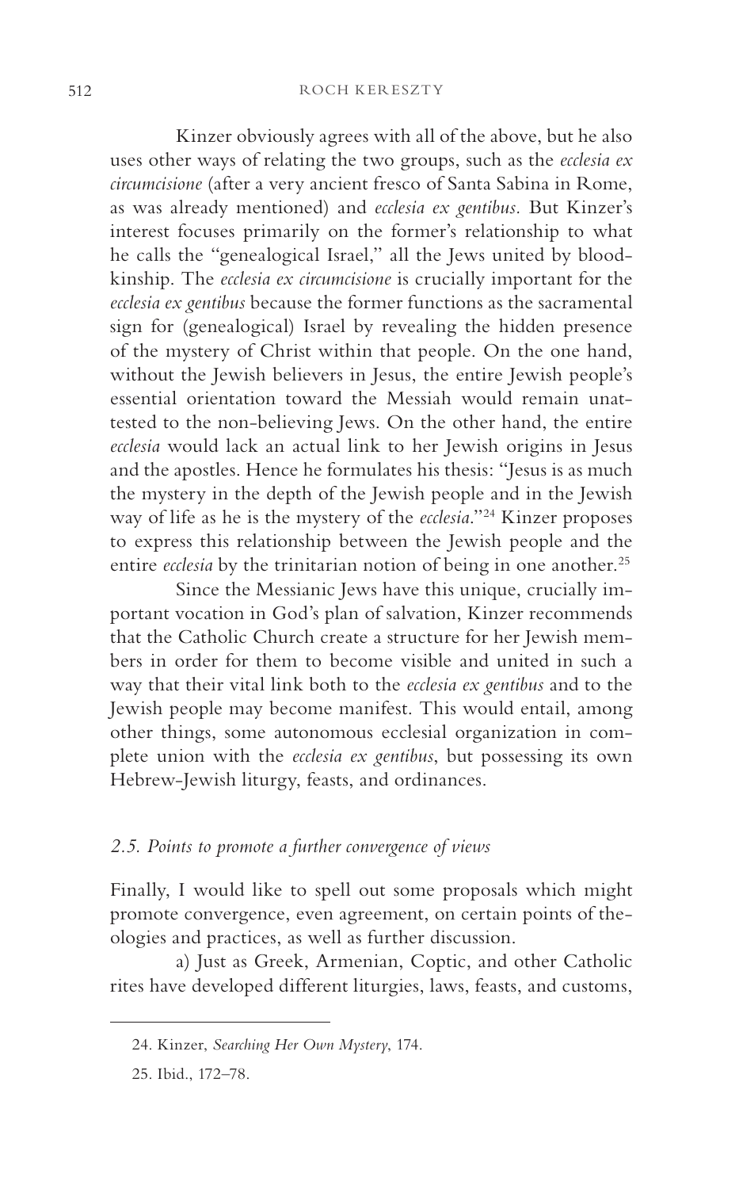Kinzer obviously agrees with all of the above, but he also uses other ways of relating the two groups, such as the *ecclesia ex circumcisione* (after a very ancient fresco of Santa Sabina in Rome, as was already mentioned) and *ecclesia ex gentibus.* But Kinzer's interest focuses primarily on the former's relationship to what he calls the "genealogical Israel," all the Jews united by blood-kinship. The *ecclesia ex circumcisione* is crucially important for the *ecclesia ex gentibus* because the former functions as the sacramental sign for (genealogical) Israel by revealing the hidden presence of the mystery of Christ within that people. On the one hand, without the Jewish believers in Jesus, the entire Jewish people's essential orientation toward the Messiah would remain unattested to the non-believing Jews. On the other hand, the entire *ecclesia* would lack an actual link to her Jewish origins in Jesus and the apostles. Hence he formulates his thesis: "Jesus is as much the mystery in the depth of the Jewish people and in the Jewish way of life as he is the mystery of the *ecclesia*."[24] Kinzer proposes to express this relationship between the Jewish people and the entire *ecclesia* by the trinitarian notion of being in one another.[25]

Since the Messianic Jews have this unique, crucially important vocation in God's plan of salvation, Kinzer recommends that the Catholic Church create a structure for her Jewish members in order for them to become visible and united in such a way that their vital link both to the *ecclesia ex gentibus* and to the Jewish people may become manifest. This would entail, among other things, some autonomous ecclesial organization in complete union with the *ecclesia ex gentibus*, but possessing its own Hebrew-Jewish liturgy, feasts, and ordinances.

### *2.5. Points to promote a further convergence of views*

Finally, I would like to spell out some proposals which might promote convergence, even agreement, on certain points of theologies and practices, as well as further discussion.

a) Just as Greek, Armenian, Coptic, and other Catholic rites have developed different liturgies, laws, feasts, and customs,

---

24. Kinzer, *Searching Her Own Mystery*, 174.

25. Ibid., 172–78.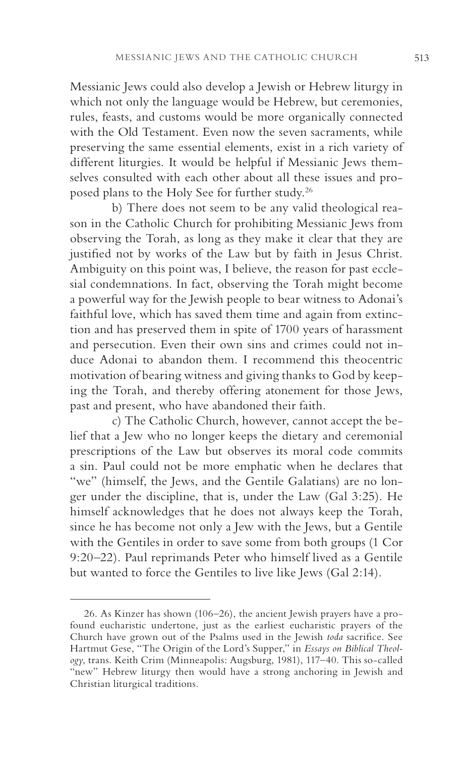Messianic Jews could also develop a Jewish or Hebrew liturgy in which not only the language would be Hebrew, but ceremonies, rules, feasts, and customs would be more organically connected with the Old Testament. Even now the seven sacraments, while preserving the same essential elements, exist in a rich variety of different liturgies. It would be helpful if Messianic Jews themselves consulted with each other about all these issues and proposed plans to the Holy See for further study.[26]

b) There does not seem to be any valid theological reason in the Catholic Church for prohibiting Messianic Jews from observing the Torah, as long as they make it clear that they are justified not by works of the Law but by faith in Jesus Christ. Ambiguity on this point was, I believe, the reason for past ecclesial condemnations. In fact, observing the Torah might become a powerful way for the Jewish people to bear witness to Adonai's faithful love, which has saved them time and again from extinction and has preserved them in spite of 1700 years of harassment and persecution. Even their own sins and crimes could not induce Adonai to abandon them. I recommend this theocentric motivation of bearing witness and giving thanks to God by keeping the Torah, and thereby offering atonement for those Jews, past and present, who have abandoned their faith.

c) The Catholic Church, however, cannot accept the belief that a Jew who no longer keeps the dietary and ceremonial prescriptions of the Law but observes its moral code commits a sin. Paul could not be more emphatic when he declares that "we" (himself, the Jews, and the Gentile Galatians) are no longer under the discipline, that is, under the Law (Gal 3:25). He himself acknowledges that he does not always keep the Torah, since he has become not only a Jew with the Jews, but a Gentile with the Gentiles in order to save some from both groups (1 Cor 9:20–22). Paul reprimands Peter who himself lived as a Gentile but wanted to force the Gentiles to live like Jews (Gal 2:14).

---

26. As Kinzer has shown (106–26), the ancient Jewish prayers have a profound eucharistic undertone, just as the earliest eucharistic prayers of the Church have grown out of the Psalms used in the Jewish *toda* sacrifice. See Hartmut Gese, "The Origin of the Lord's Supper," in *Essays on Biblical Theology*, trans. Keith Crim (Minneapolis: Augsburg, 1981), 117–40. This so-called "new" Hebrew liturgy then would have a strong anchoring in Jewish and Christian liturgical traditions.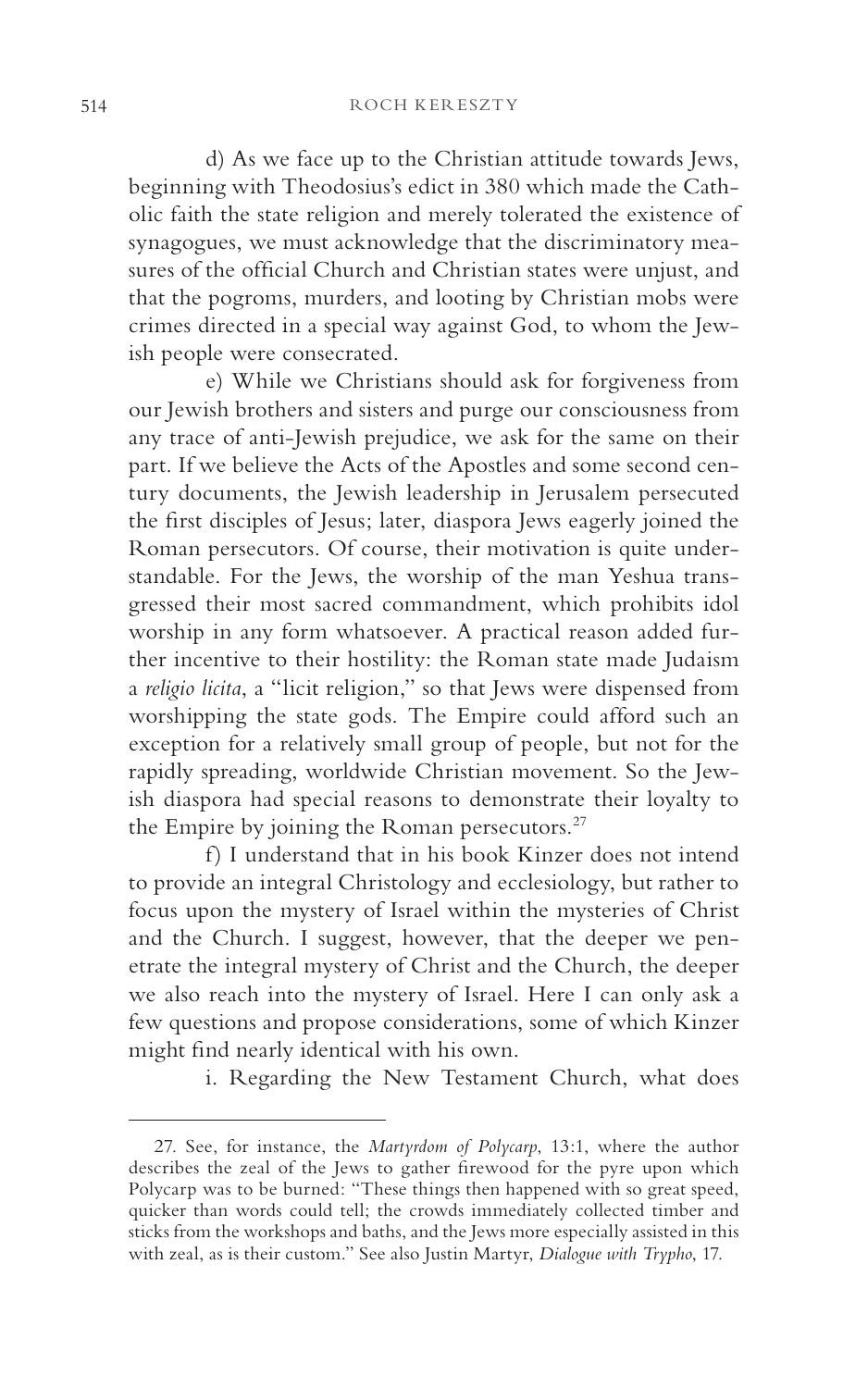d) As we face up to the Christian attitude towards Jews, beginning with Theodosius's edict in 380 which made the Catholic faith the state religion and merely tolerated the existence of synagogues, we must acknowledge that the discriminatory measures of the official Church and Christian states were unjust, and that the pogroms, murders, and looting by Christian mobs were crimes directed in a special way against God, to whom the Jewish people were consecrated.

e) While we Christians should ask for forgiveness from our Jewish brothers and sisters and purge our consciousness from any trace of anti-Jewish prejudice, we ask for the same on their part. If we believe the Acts of the Apostles and some second century documents, the Jewish leadership in Jerusalem persecuted the first disciples of Jesus; later, diaspora Jews eagerly joined the Roman persecutors. Of course, their motivation is quite understandable. For the Jews, the worship of the man Yeshua transgressed their most sacred commandment, which prohibits idol worship in any form whatsoever. A practical reason added further incentive to their hostility: the Roman state made Judaism a *religio licita*, a "licit religion," so that Jews were dispensed from worshipping the state gods. The Empire could afford such an exception for a relatively small group of people, but not for the rapidly spreading, worldwide Christian movement. So the Jewish diaspora had special reasons to demonstrate their loyalty to the Empire by joining the Roman persecutors.[27]

f) I understand that in his book Kinzer does not intend to provide an integral Christology and ecclesiology, but rather to focus upon the mystery of Israel within the mysteries of Christ and the Church. I suggest, however, that the deeper we penetrate the integral mystery of Christ and the Church, the deeper we also reach into the mystery of Israel. Here I can only ask a few questions and propose considerations, some of which Kinzer might find nearly identical with his own.

i. Regarding the New Testament Church, what does

---

27. See, for instance, the *Martyrdom of Polycarp*, 13:1, where the author describes the zeal of the Jews to gather firewood for the pyre upon which Polycarp was to be burned: "These things then happened with so great speed, quicker than words could tell; the crowds immediately collected timber and sticks from the workshops and baths, and the Jews more especially assisted in this with zeal, as is their custom." See also Justin Martyr, *Dialogue with Trypho*, 17.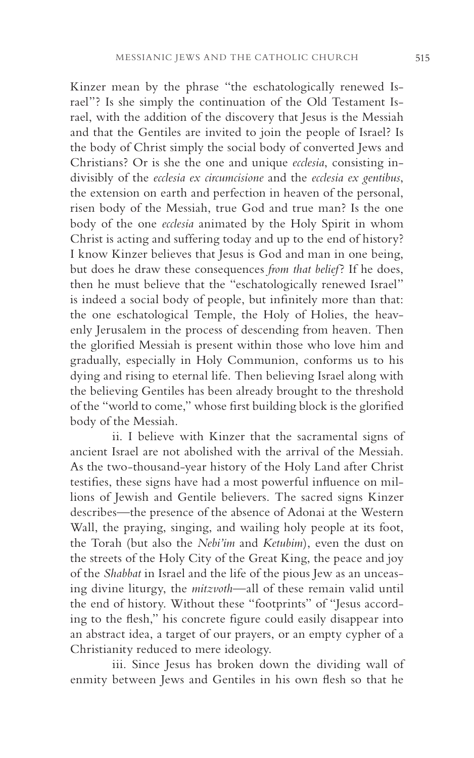Kinzer mean by the phrase "the eschatologically renewed Israel"? Is she simply the continuation of the Old Testament Israel, with the addition of the discovery that Jesus is the Messiah and that the Gentiles are invited to join the people of Israel? Is the body of Christ simply the social body of converted Jews and Christians? Or is she the one and unique *ecclesia*, consisting indivisibly of the *ecclesia ex circumcisione* and the *ecclesia ex gentibus*, the extension on earth and perfection in heaven of the personal, risen body of the Messiah, true God and true man? Is the one body of the one *ecclesia* animated by the Holy Spirit in whom Christ is acting and suffering today and up to the end of history? I know Kinzer believes that Jesus is God and man in one being, but does he draw these consequences *from that belief*? If he does, then he must believe that the "eschatologically renewed Israel" is indeed a social body of people, but infinitely more than that: the one eschatological Temple, the Holy of Holies, the heavenly Jerusalem in the process of descending from heaven. Then the glorified Messiah is present within those who love him and gradually, especially in Holy Communion, conforms us to his dying and rising to eternal life. Then believing Israel along with the believing Gentiles has been already brought to the threshold of the "world to come," whose first building block is the glorified body of the Messiah.

ii. I believe with Kinzer that the sacramental signs of ancient Israel are not abolished with the arrival of the Messiah. As the two-thousand-year history of the Holy Land after Christ testifies, these signs have had a most powerful influence on millions of Jewish and Gentile believers. The sacred signs Kinzer describes—the presence of the absence of Adonai at the Western Wall, the praying, singing, and wailing holy people at its foot, the Torah (but also the *Nebi'im* and *Ketubim*), even the dust on the streets of the Holy City of the Great King, the peace and joy of the *Shabbat* in Israel and the life of the pious Jew as an unceasing divine liturgy, the *mitzvoth*—all of these remain valid until the end of history. Without these "footprints" of "Jesus according to the flesh," his concrete figure could easily disappear into an abstract idea, a target of our prayers, or an empty cypher of a Christianity reduced to mere ideology.

iii. Since Jesus has broken down the dividing wall of enmity between Jews and Gentiles in his own flesh so that he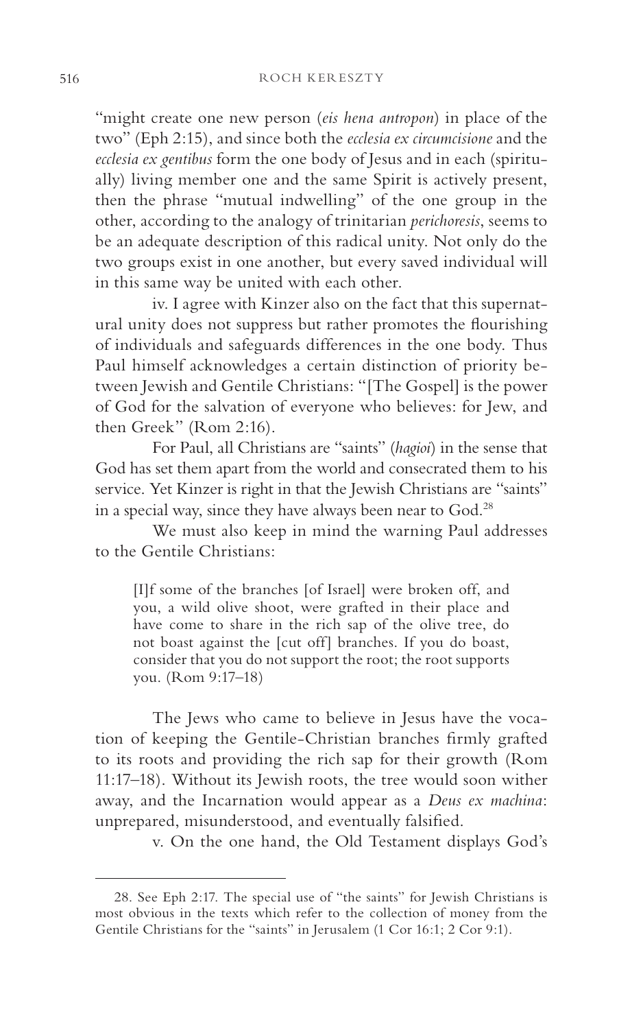"might create one new person (*eis hena antropon*) in place of the two" (Eph 2:15), and since both the *ecclesia ex circumcisione* and the *ecclesia ex gentibus* form the one body of Jesus and in each (spiritually) living member one and the same Spirit is actively present, then the phrase "mutual indwelling" of the one group in the other, according to the analogy of trinitarian *perichoresis*, seems to be an adequate description of this radical unity. Not only do the two groups exist in one another, but every saved individual will in this same way be united with each other.

iv. I agree with Kinzer also on the fact that this supernatural unity does not suppress but rather promotes the flourishing of individuals and safeguards differences in the one body. Thus Paul himself acknowledges a certain distinction of priority between Jewish and Gentile Christians: "[The Gospel] is the power of God for the salvation of everyone who believes: for Jew, and then Greek" (Rom 2:16).

For Paul, all Christians are "saints" (*hagioi*) in the sense that God has set them apart from the world and consecrated them to his service. Yet Kinzer is right in that the Jewish Christians are "saints" in a special way, since they have always been near to God.[28]

We must also keep in mind the warning Paul addresses to the Gentile Christians:

> [I]f some of the branches [of Israel] were broken off, and you, a wild olive shoot, were grafted in their place and have come to share in the rich sap of the olive tree, do not boast against the [cut off] branches. If you do boast, consider that you do not support the root; the root supports you. (Rom 9:17–18)

The Jews who came to believe in Jesus have the vocation of keeping the Gentile-Christian branches firmly grafted to its roots and providing the rich sap for their growth (Rom 11:17–18). Without its Jewish roots, the tree would soon wither away, and the Incarnation would appear as a *Deus ex machina*: unprepared, misunderstood, and eventually falsified.

v. On the one hand, the Old Testament displays God's

---

28. See Eph 2:17. The special use of "the saints" for Jewish Christians is most obvious in the texts which refer to the collection of money from the Gentile Christians for the "saints" in Jerusalem (1 Cor 16:1; 2 Cor 9:1).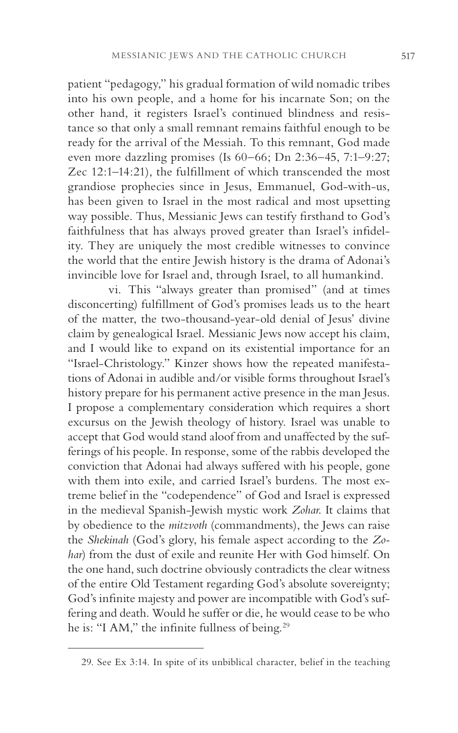patient "pedagogy," his gradual formation of wild nomadic tribes into his own people, and a home for his incarnate Son; on the other hand, it registers Israel's continued blindness and resistance so that only a small remnant remains faithful enough to be ready for the arrival of the Messiah. To this remnant, God made even more dazzling promises (Is 60–66; Dn 2:36–45, 7:1–9:27; Zec 12:1–14:21), the fulfillment of which transcended the most grandiose prophecies since in Jesus, Emmanuel, God-with-us, has been given to Israel in the most radical and most upsetting way possible. Thus, Messianic Jews can testify firsthand to God's faithfulness that has always proved greater than Israel's infidelity. They are uniquely the most credible witnesses to convince the world that the entire Jewish history is the drama of Adonai's invincible love for Israel and, through Israel, to all humankind.

vi. This "always greater than promised" (and at times disconcerting) fulfillment of God's promises leads us to the heart of the matter, the two-thousand-year-old denial of Jesus' divine claim by genealogical Israel. Messianic Jews now accept his claim, and I would like to expand on its existential importance for an "Israel-Christology." Kinzer shows how the repeated manifestations of Adonai in audible and/or visible forms throughout Israel's history prepare for his permanent active presence in the man Jesus. I propose a complementary consideration which requires a short excursus on the Jewish theology of history. Israel was unable to accept that God would stand aloof from and unaffected by the sufferings of his people. In response, some of the rabbis developed the conviction that Adonai had always suffered with his people, gone with them into exile, and carried Israel's burdens. The most extreme belief in the "codependence" of God and Israel is expressed in the medieval Spanish-Jewish mystic work *Zohar.* It claims that by obedience to the *mitzvoth* (commandments), the Jews can raise the *Shekinah* (God's glory, his female aspect according to the *Zohar*) from the dust of exile and reunite Her with God himself. On the one hand, such doctrine obviously contradicts the clear witness of the entire Old Testament regarding God's absolute sovereignty; God's infinite majesty and power are incompatible with God's suffering and death. Would he suffer or die, he would cease to be who he is: "I AM," the infinite fullness of being.[29]

---

29. See Ex 3:14. In spite of its unbiblical character, belief in the teaching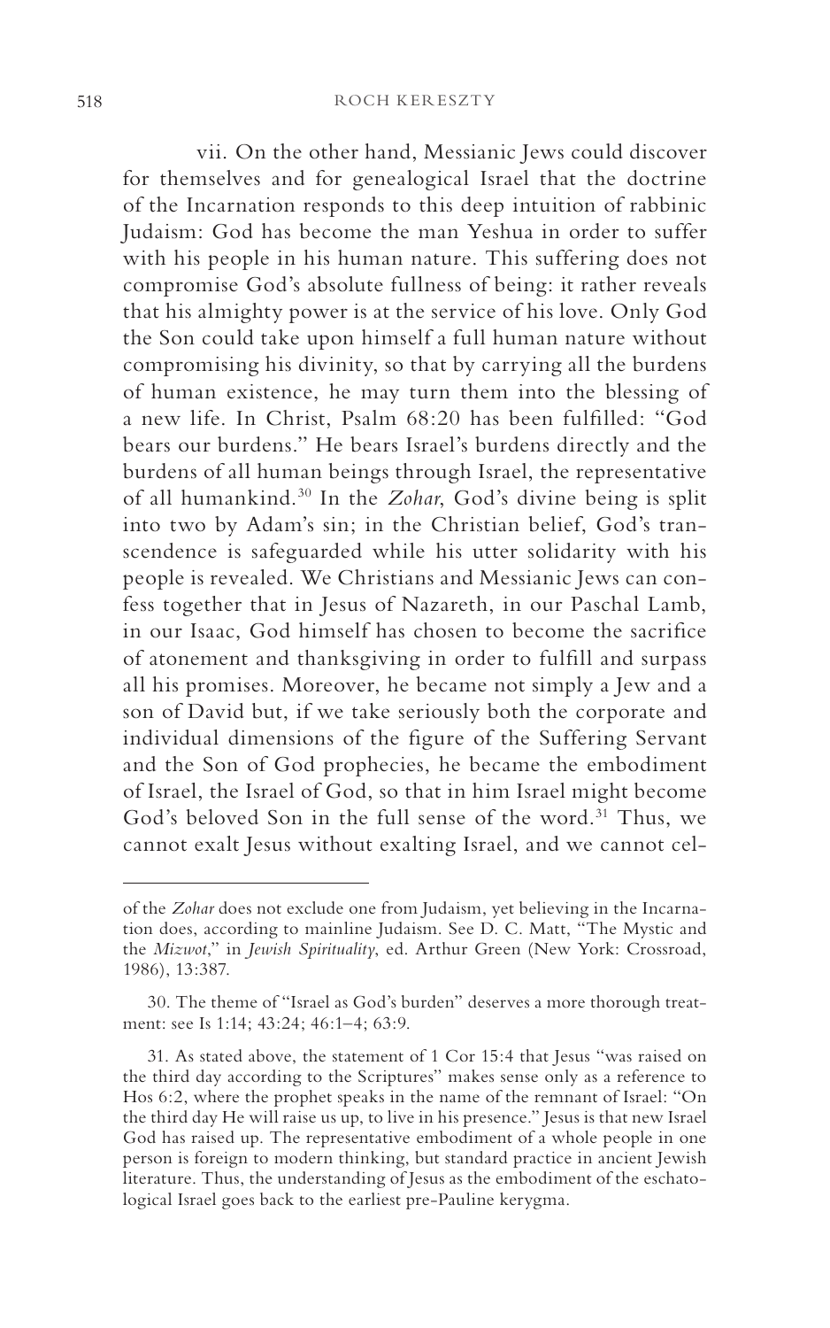vii. On the other hand, Messianic Jews could discover for themselves and for genealogical Israel that the doctrine of the Incarnation responds to this deep intuition of rabbinic Judaism: God has become the man Yeshua in order to suffer with his people in his human nature. This suffering does not compromise God's absolute fullness of being: it rather reveals that his almighty power is at the service of his love. Only God the Son could take upon himself a full human nature without compromising his divinity, so that by carrying all the burdens of human existence, he may turn them into the blessing of a new life. In Christ, Psalm 68:20 has been fulfilled: "God bears our burdens." He bears Israel's burdens directly and the burdens of all human beings through Israel, the representative of all humankind.[30] In the *Zohar*, God's divine being is split into two by Adam's sin; in the Christian belief, God's transcendence is safeguarded while his utter solidarity with his people is revealed. We Christians and Messianic Jews can confess together that in Jesus of Nazareth, in our Paschal Lamb, in our Isaac, God himself has chosen to become the sacrifice of atonement and thanksgiving in order to fulfill and surpass all his promises. Moreover, he became not simply a Jew and a son of David but, if we take seriously both the corporate and individual dimensions of the figure of the Suffering Servant and the Son of God prophecies, he became the embodiment of Israel, the Israel of God, so that in him Israel might become God's beloved Son in the full sense of the word.[31] Thus, we cannot exalt Jesus without exalting Israel, and we cannot cel-

---

of the *Zohar* does not exclude one from Judaism, yet believing in the Incarnation does, according to mainline Judaism. See D. C. Matt, "The Mystic and the *Mizwot*," in *Jewish Spirituality*, ed. Arthur Green (New York: Crossroad, 1986), 13:387.

30. The theme of "Israel as God's burden" deserves a more thorough treatment: see Is 1:14; 43:24; 46:1–4; 63:9.

31. As stated above, the statement of 1 Cor 15:4 that Jesus "was raised on the third day according to the Scriptures" makes sense only as a reference to Hos 6:2, where the prophet speaks in the name of the remnant of Israel: "On the third day He will raise us up, to live in his presence." Jesus is that new Israel God has raised up. The representative embodiment of a whole people in one person is foreign to modern thinking, but standard practice in ancient Jewish literature. Thus, the understanding of Jesus as the embodiment of the eschatological Israel goes back to the earliest pre-Pauline kerygma.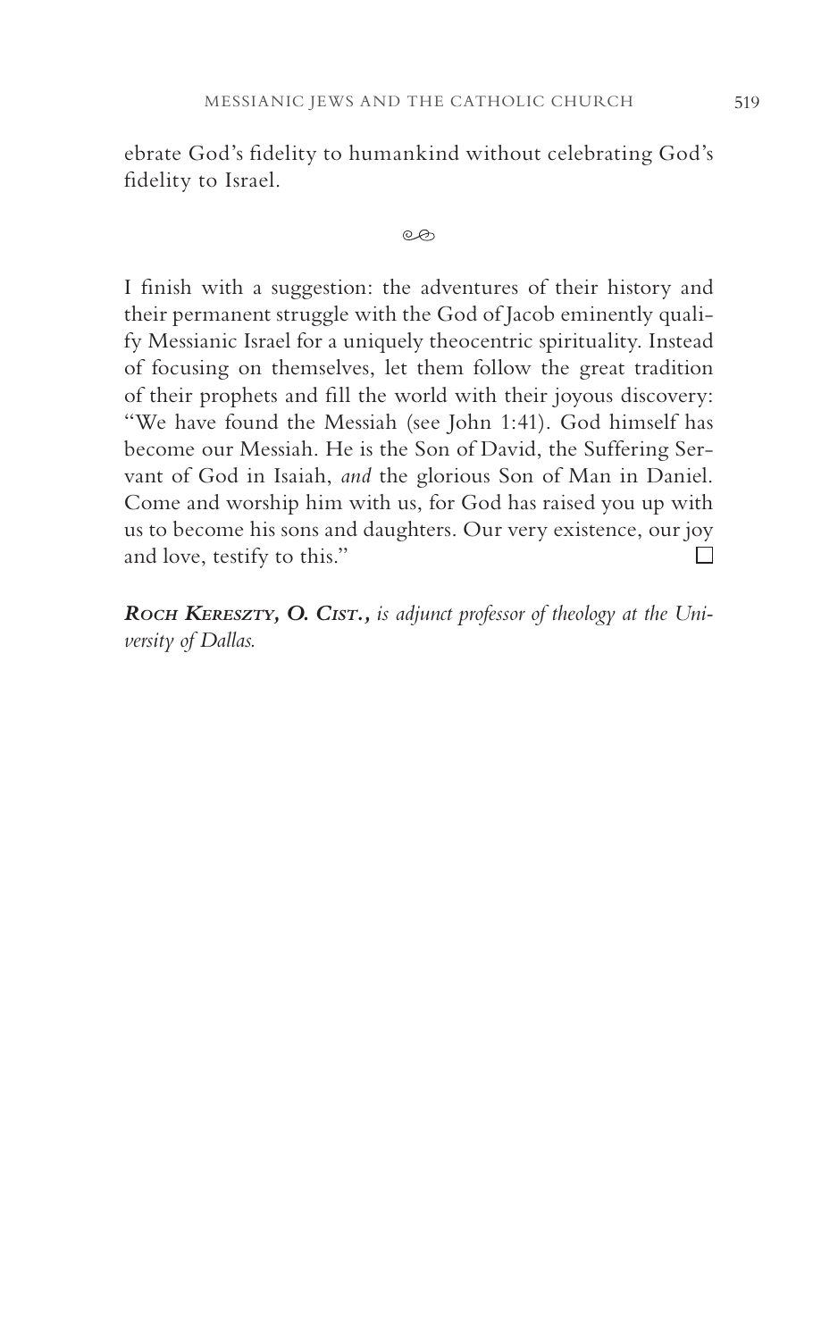ebrate God's fidelity to humankind without celebrating God's fidelity to Israel.

I finish with a suggestion: the adventures of their history and their permanent struggle with the God of Jacob eminently qualify Messianic Israel for a uniquely theocentric spirituality. Instead of focusing on themselves, let them follow the great tradition of their prophets and fill the world with their joyous discovery: "We have found the Messiah (see John 1:41). God himself has become our Messiah. He is the Son of David, the Suffering Servant of God in Isaiah, *and* the glorious Son of Man in Daniel. Come and worship him with us, for God has raised you up with us to become his sons and daughters. Our very existence, our joy and love, testify to this." □

***Roch Kereszty, O. Cist.****, is adjunct professor of theology at the University of Dallas.*